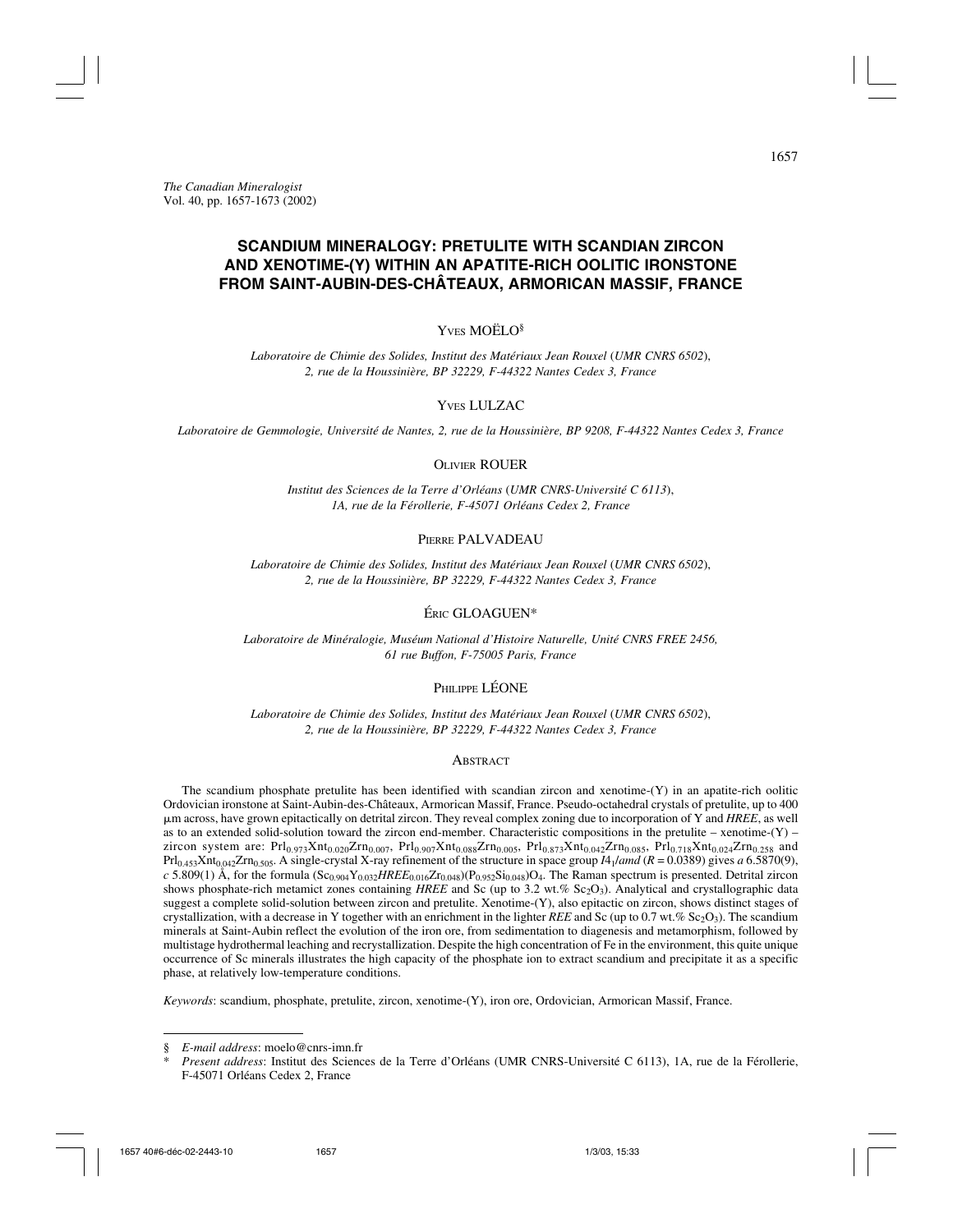# SCANDIUM MINERALOGY: PRETULITE WITH SCANDIAN ZIRCON AND XENOTIME-(Y) WITHIN AN APATITE-RICH OOLITIC IRONSTONE FROM SAINT-AUBIN-DES-CHÂTEAUX, ARMORICAN MASSIF, FRANCE

Yves MOËLO[§]

*Laboratoire de Chimie des Solides, Institut des Matériaux Jean Rouxel (UMR CNRS 6502), 2, rue de la Houssinière, BP 32229, F-44322 Nantes Cedex 3, France*

Yves LULZAC

*Laboratoire de Gemmologie, Université de Nantes, 2, rue de la Houssinière, BP 9208, F-44322 Nantes Cedex 3, France*

Olivier ROUER

*Institut des Sciences de la Terre d'Orléans (UMR CNRS-Université C 6113), 1A, rue de la Férollerie, F-45071 Orléans Cedex 2, France*

Pierre PALVADEAU

*Laboratoire de Chimie des Solides, Institut des Matériaux Jean Rouxel (UMR CNRS 6502), 2, rue de la Houssinière, BP 32229, F-44322 Nantes Cedex 3, France*

Éric GLOAGUEN*

*Laboratoire de Minéralogie, Muséum National d'Histoire Naturelle, Unité CNRS FREE 2456, 61 rue Buffon, F-75005 Paris, France*

Philippe LÉONE

*Laboratoire de Chimie des Solides, Institut des Matériaux Jean Rouxel (UMR CNRS 6502), 2, rue de la Houssinière, BP 32229, F-44322 Nantes Cedex 3, France*

## Abstract

The scandium phosphate pretulite has been identified with scandian zircon and xenotime-(Y) in an apatite-rich oolitic Ordovician ironstone at Saint-Aubin-des-Châteaux, Armorican Massif, France. Pseudo-octahedral crystals of pretulite, up to 400 µm across, have grown epitactically on detrital zircon. They reveal complex zoning due to incorporation of Y and *HREE*, as well as to an extended solid-solution toward the zircon end-member. Characteristic compositions in the pretulite – xenotime-(Y) – zircon system are: $Prl_{0.973}Xnt_{0.020}Zrn_{0.007}$, $Prl_{0.907}Xnt_{0.088}Zrn_{0.005}$, $Prl_{0.873}Xnt_{0.042}Zrn_{0.085}$, $Prl_{0.718}Xnt_{0.024}Zrn_{0.258}$ and $Prl_{0.453}Xnt_{0.042}Zrn_{0.505}$. A single-crystal X-ray refinement of the structure in space group $I4_1/amd$ ($R$ = 0.0389) gives $a$ 6.5870(9), $c$ 5.809(1) Å, for the formula $(Sc_{0.904}Y_{0.032}HREE_{0.016}Zr_{0.048})(P_{0.952}Si_{0.048})O_4$. The Raman spectrum is presented. Detrital zircon shows phosphate-rich metamict zones containing *HREE* and Sc (up to 3.2 wt.% $Sc_2O_3$). Analytical and crystallographic data suggest a complete solid-solution between zircon and pretulite. Xenotime-(Y), also epitactic on zircon, shows distinct stages of crystallization, with a decrease in Y together with an enrichment in the lighter *REE* and Sc (up to 0.7 wt.% $Sc_2O_3$). The scandium minerals at Saint-Aubin reflect the evolution of the iron ore, from sedimentation to diagenesis and metamorphism, followed by multistage hydrothermal leaching and recrystallization. Despite the high concentration of Fe in the environment, this quite unique occurrence of Sc minerals illustrates the high capacity of the phosphate ion to extract scandium and precipitate it as a specific phase, at relatively low-temperature conditions.

*Keywords*: scandium, phosphate, pretulite, zircon, xenotime-(Y), iron ore, Ordovician, Armorican Massif, France.

---

§ *E-mail address*: moelo@cnrs-imn.fr

\* *Present address*: Institut des Sciences de la Terre d'Orléans (UMR CNRS-Université C 6113), 1A, rue de la Férollerie, F-45071 Orléans Cedex 2, France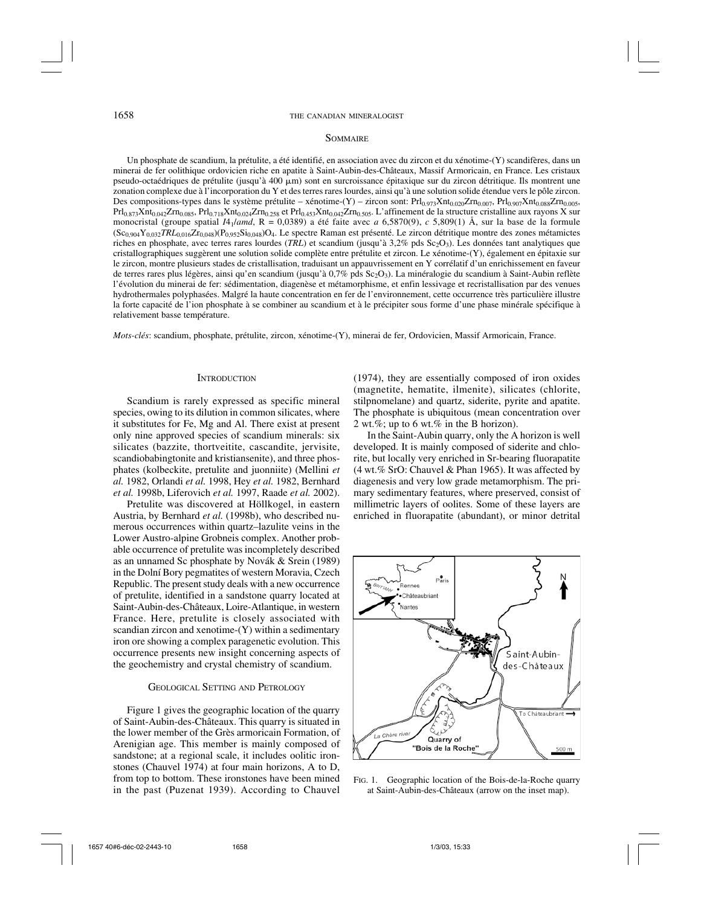## Sommaire

Un phosphate de scandium, la prétulite, a été identifié, en association avec du zircon et du xénotime-(Y) scandifères, dans un minerai de fer oolithique ordovicien riche en apatite à Saint-Aubin-des-Châteaux, Massif Armoricain, en France. Les cristaux pseudo-octaédriques de prétulite (jusqu'à 400 μm) sont en surcroissance épitaxique sur du zircon détritique. Ils montrent une zonation complexe due à l'incorporation du Y et des terres rares lourdes, ainsi qu'à une solution solide étendue vers le pôle zircon. Des compositions-types dans le système prétulite – xénotime-(Y) – zircon sont: $Prl_{0.973}Xnt_{0.020}Zrn_{0.007}$, $Prl_{0.907}Xnt_{0.088}Zrn_{0.005}$, $Prl_{0.873}Xnt_{0.042}Zrn_{0.085}$, $Prl_{0.718}Xnt_{0.024}Zrn_{0.258}$ et $Prl_{0.453}Xnt_{0.042}Zrn_{0.505}$. L'affinement de la structure cristalline aux rayons X sur monocristal (groupe spatial $I4_1/amd$, R = 0,0389) a été faite avec *a* 6,5870(9), *c* 5,809(1) Å, sur la base de la formule $(Sc_{0.904}Y_{0.032}TRL_{0.016}Zr_{0.048})(P_{0.952}Si_{0.048})O_4$. Le spectre Raman est présenté. Le zircon détritique montre des zones métamictes riches en phosphate, avec terres rares lourdes (*TRL*) et scandium (jusqu'à 3,2% pds $Sc_2O_3$). Les données tant analytiques que cristallographiques suggèrent une solution solide complète entre prétulite et zircon. Le xénotime-(Y), également en épitaxie sur le zircon, montre plusieurs stades de cristallisation, traduisant un appauvrissement en Y corrélatif d'un enrichissement en faveur de terres rares plus légères, ainsi qu'en scandium (jusqu'à 0,7% pds $Sc_2O_3$). La minéralogie du scandium à Saint-Aubin reflète l'évolution du minerai de fer: sédimentation, diagenèse et métamorphisme, et enfin lessivage et recristallisation par des venues hydrothermales polyphasées. Malgré la haute concentration en fer de l'environnement, cette occurrence très particulière illustre la forte capacité de l'ion phosphate à se combiner au scandium et à le précipiter sous forme d'une phase minérale spécifique à relativement basse température.

*Mots-clés*: scandium, phosphate, prétulite, zircon, xénotime-(Y), minerai de fer, Ordovicien, Massif Armoricain, France.

## Introduction

Scandium is rarely expressed as specific mineral species, owing to its dilution in common silicates, where it substitutes for Fe, Mg and Al. There exist at present only nine approved species of scandium minerals: six silicates (bazzite, thortveitite, cascandite, jervisite, scandiobabingtonite and kristiansenite), and three phosphates (kolbeckite, pretulite and juonniite) (Mellini *et al.* 1982, Orlandi *et al.* 1998, Hey *et al.* 1982, Bernhard *et al.* 1998b, Liferovich *et al.* 1997, Raade *et al.* 2002).

Pretulite was discovered at Höllkogel, in eastern Austria, by Bernhard *et al.* (1998b), who described numerous occurrences within quartz–lazulite veins in the Lower Austro-alpine Grobneis complex. Another probable occurrence of pretulite was incompletely described as an unnamed Sc phosphate by Novák & Srein (1989) in the Dolní Bory pegmatites of western Moravia, Czech Republic. The present study deals with a new occurrence of pretulite, identified in a sandstone quarry located at Saint-Aubin-des-Châteaux, Loire-Atlantique, in western France. Here, pretulite is closely associated with scandian zircon and xenotime-(Y) within a sedimentary iron ore showing a complex paragenetic evolution. This occurrence presents new insight concerning aspects of the geochemistry and crystal chemistry of scandium.

## Geological Setting and Petrology

Figure 1 gives the geographic location of the quarry of Saint-Aubin-des-Châteaux. This quarry is situated in the lower member of the Grès armoricain Formation, of Arenigian age. This member is mainly composed of sandstone; at a regional scale, it includes oolitic ironstones (Chauvel 1974) at four main horizons, A to D, from top to bottom. These ironstones have been mined in the past (Puzenat 1939). According to Chauvel (1974), they are essentially composed of iron oxides (magnetite, hematite, ilmenite), silicates (chlorite, stilpnomelane) and quartz, siderite, pyrite and apatite. The phosphate is ubiquitous (mean concentration over 2 wt.%; up to 6 wt.% in the B horizon).

In the Saint-Aubin quarry, only the A horizon is well developed. It is mainly composed of siderite and chlorite, but locally very enriched in Sr-bearing fluorapatite (4 wt.% SrO: Chauvel & Phan 1965). It was affected by diagenesis and very low grade metamorphism. The primary sedimentary features, where preserved, consist of millimetric layers of oolites. Some of these layers are enriched in fluorapatite (abundant), or minor detrital

FIG. 1. Geographic location of the Bois-de-la-Roche quarry at Saint-Aubin-des-Châteaux (arrow on the inset map).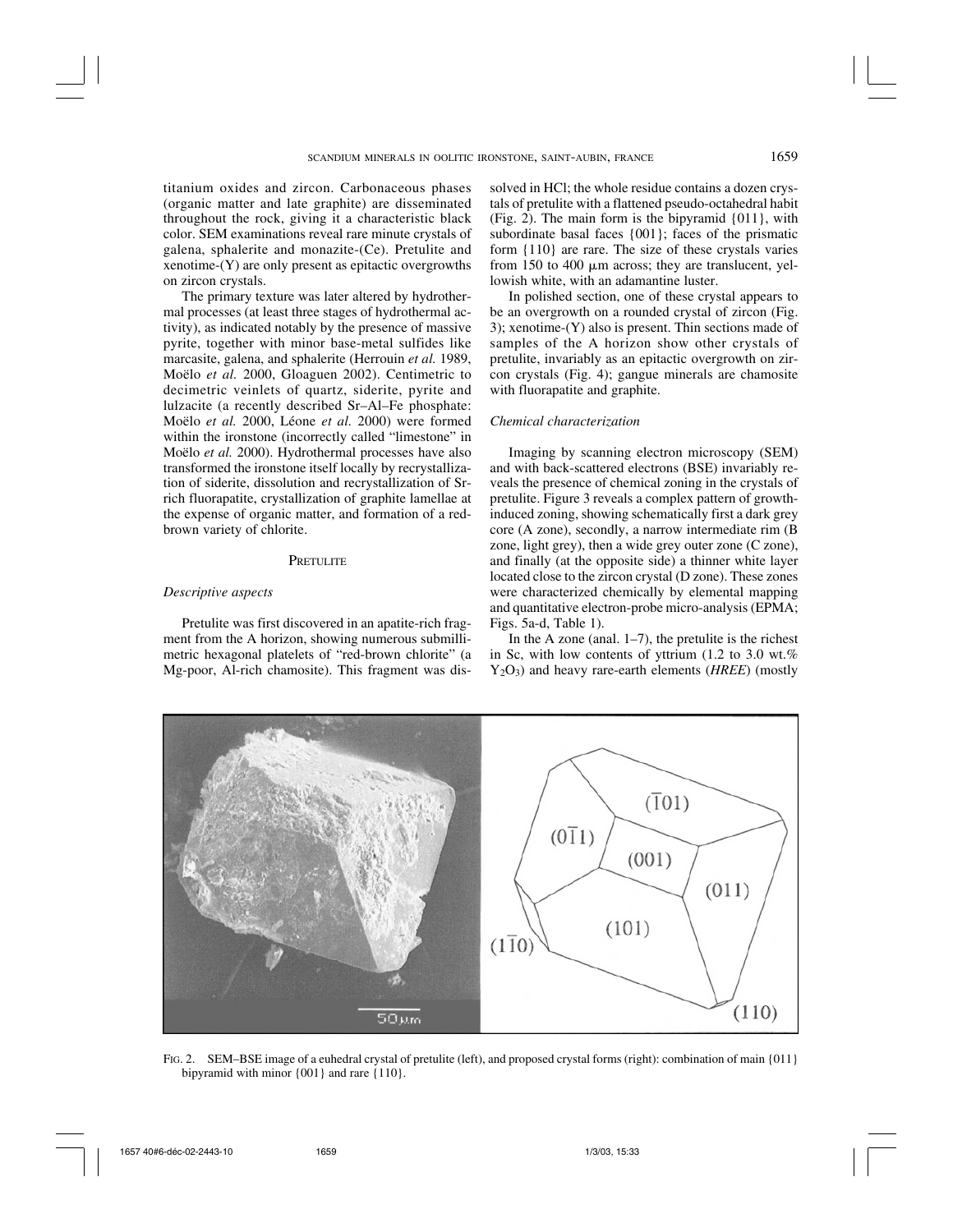titanium oxides and zircon. Carbonaceous phases (organic matter and late graphite) are disseminated throughout the rock, giving it a characteristic black color. SEM examinations reveal rare minute crystals of galena, sphalerite and monazite-(Ce). Pretulite and xenotime-(Y) are only present as epitactic overgrowths on zircon crystals.

The primary texture was later altered by hydrothermal processes (at least three stages of hydrothermal activity), as indicated notably by the presence of massive pyrite, together with minor base-metal sulfides like marcasite, galena, and sphalerite (Herrouin *et al.* 1989, Moëlo *et al.* 2000, Gloaguen 2002). Centimetric to decimetric veinlets of quartz, siderite, pyrite and lulzacite (a recently described Sr–Al–Fe phosphate: Moëlo *et al.* 2000, Léone *et al.* 2000) were formed within the ironstone (incorrectly called "limestone" in Moëlo *et al.* 2000). Hydrothermal processes have also transformed the ironstone itself locally by recrystallization of siderite, dissolution and recrystallization of Sr-rich fluorapatite, crystallization of graphite lamellae at the expense of organic matter, and formation of a red-brown variety of chlorite.

## PRETULITE

### *Descriptive aspects*

Pretulite was first discovered in an apatite-rich fragment from the A horizon, showing numerous submillimetric hexagonal platelets of "red-brown chlorite" (a Mg-poor, Al-rich chamosite). This fragment was dissolved in HCl; the whole residue contains a dozen crystals of pretulite with a flattened pseudo-octahedral habit (Fig. 2). The main form is the bipyramid {011}, with subordinate basal faces {001}; faces of the prismatic form {110} are rare. The size of these crystals varies from 150 to 400 μm across; they are translucent, yellowish white, with an adamantine luster.

In polished section, one of these crystal appears to be an overgrowth on a rounded crystal of zircon (Fig. 3); xenotime-(Y) also is present. Thin sections made of samples of the A horizon show other crystals of pretulite, invariably as an epitactic overgrowth on zircon crystals (Fig. 4); gangue minerals are chamosite with fluorapatite and graphite.

### *Chemical characterization*

Imaging by scanning electron microscopy (SEM) and with back-scattered electrons (BSE) invariably reveals the presence of chemical zoning in the crystals of pretulite. Figure 3 reveals a complex pattern of growth-induced zoning, showing schematically first a dark grey core (A zone), secondly, a narrow intermediate rim (B zone, light grey), then a wide grey outer zone (C zone), and finally (at the opposite side) a thinner white layer located close to the zircon crystal (D zone). These zones were characterized chemically by elemental mapping and quantitative electron-probe micro-analysis (EPMA; Figs. 5a-d, Table 1).

In the A zone (anal. 1–7), the pretulite is the richest in Sc, with low contents of yttrium (1.2 to 3.0 wt.% $Y_2O_3$) and heavy rare-earth elements (*HREE*) (mostly

FIG. 2. SEM–BSE image of a euhedral crystal of pretulite (left), and proposed crystal forms (right): combination of main {011} bipyramid with minor {001} and rare {110}.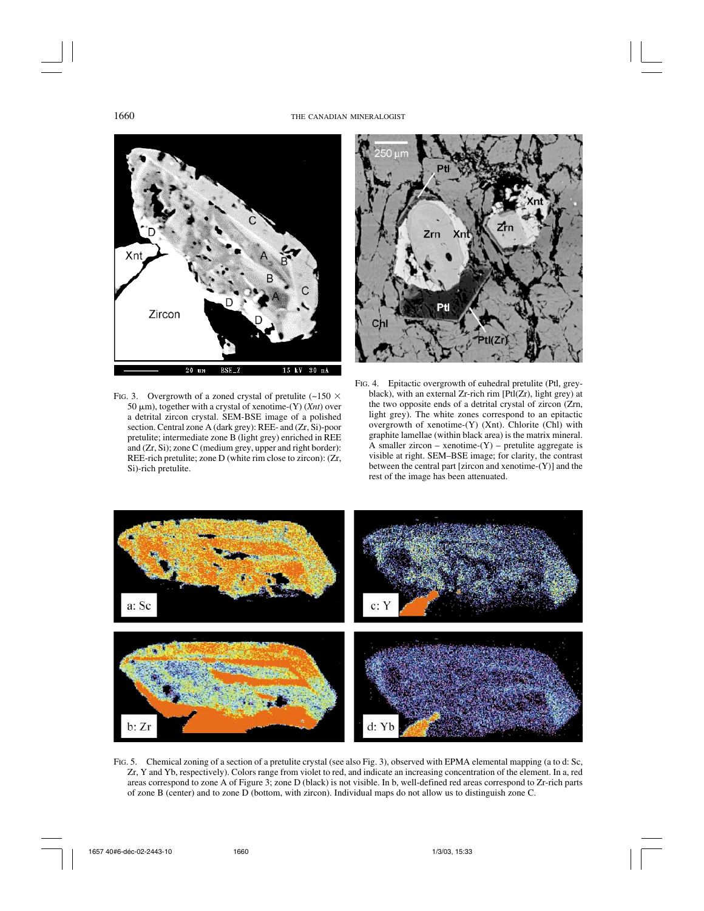FIG. 3. Overgrowth of a zoned crystal of pretulite (~150 × 50 μm), together with a crystal of xenotime-(Y) (*Xnt*) over a detrital zircon crystal. SEM-BSE image of a polished section. Central zone A (dark grey): REE- and (Zr, Si)-poor pretulite; intermediate zone B (light grey) enriched in REE and (Zr, Si); zone C (medium grey, upper and right border): REE-rich pretulite; zone D (white rim close to zircon): (Zr, Si)-rich pretulite.

FIG. 4. Epitactic overgrowth of euhedral pretulite (Ptl, grey-black), with an external Zr-rich rim [Ptl(Zr), light grey) at the two opposite ends of a detrital crystal of zircon (Zrn, light grey). The white zones correspond to an epitactic overgrowth of xenotime-(Y) (Xnt). Chlorite (Chl) with graphite lamellae (within black area) is the matrix mineral. A smaller zircon – xenotime-(Y) – pretulite aggregate is visible at right. SEM–BSE image; for clarity, the contrast between the central part [zircon and xenotime-(Y)] and the rest of the image has been attenuated.

FIG. 5. Chemical zoning of a section of a pretulite crystal (see also Fig. 3), observed with EPMA elemental mapping (a to d: Sc, Zr, Y and Yb, respectively). Colors range from violet to red, and indicate an increasing concentration of the element. In a, red areas correspond to zone A of Figure 3; zone D (black) is not visible. In b, well-defined red areas correspond to Zr-rich parts of zone B (center) and to zone D (bottom, with zircon). Individual maps do not allow us to distinguish zone C.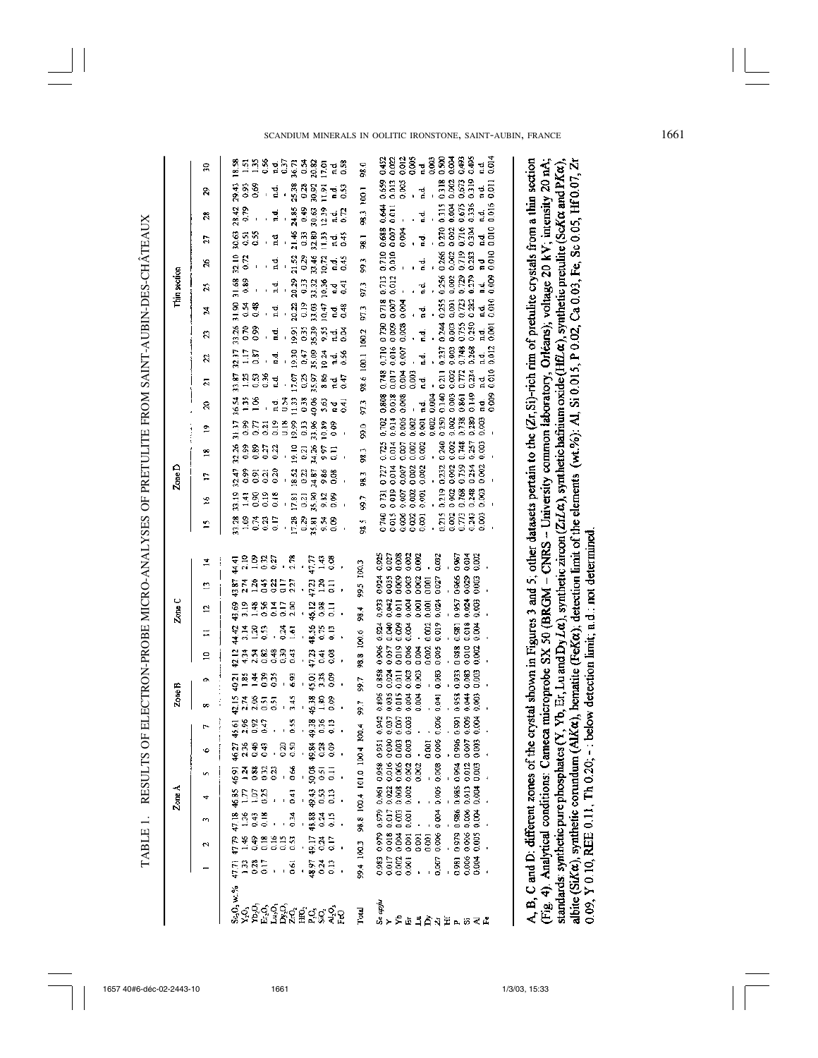TABLE 1. RESULTS OF ELECTRON-PROBE MICRO-ANALYSES OF PRETULITE FROM SAINT-AUBIN-DES-CHÂTEAUX

| | Zone A | | | | | | | Zone B | | | Zone C | | | | Zone D | | | | | | | | Thin section | | | | | | | |
|---|---|---|---|---|---|---|---|---|---|---|---|---|---|---|---|---|---|---|---|---|---|---|---|---|---|---|---|---|---|---|
| | 1 | 2 | 3 | 4 | 5 | 6 | 7 | 8 | 9 | 10 | 11 | 12 | 13 | 14 | 15 | 16 | 17 | 18 | 19 | 20 | 21 | 22 | 23 | 24 | 25 | 26 | 27 | 28 | 29 | 30 |
| $Sc_2O_3$ wt.% | 47.71 | 47.79 | 47.18 | 46.85 | 46.91 | 46.27 | 45.61 | 42.15 | 40.21 | 42.12 | 44.42 | 43.69 | 43.87 | 44.41 | 33.28 | 33.19 | 32.47 | 32.26 | 31.17 | 36.54 | 33.87 | 32.17 | 33.26 | 31.90 | 31.68 | 32.10 | 30.63 | 28.42 | 29.43 | 18.58 |
| $Y_2O_3$ | 1.33 | 1.46 | 1.36 | 1.77 | 1.24 | 2.36 | 2.96 | 2.74 | 1.85 | 4.34 | 3.14 | 3.19 | 2.74 | 2.10 | 1.69 | 1.41 | 0.99 | 0.99 | 0.99 | 1.35 | 1.25 | 1.17 | 0.70 | 0.54 | 0.89 | 0.72 | 0.51 | 0.79 | 0.93 | 1.51 |
| $Yb_2O_3$ | 0.28 | 0.49 | 0.43 | 1.07 | 0.88 | 0.46 | 0.92 | 2.06 | 1.44 | 2.54 | 1.20 | 1.48 | 1.26 | 1.09 | 0.74 | 0.90 | 0.91 | 0.89 | 0.77 | 1.06 | 0.53 | 0.87 | 0.99 | 0.48 | - | - | 0.55 | - | 0.69 | 1.35 |
| $Er_2O_3$ | 0.17 | 0.18 | 0.18 | 0.25 | 0.32 | 0.43 | 0.47 | 0.51 | 0.39 | 0.82 | 0.53 | 0.56 | 0.45 | 0.32 | 0.23 | 0.19 | 0.21 | 0.27 | 0.21 | - | 0.36 | - | - | - | - | - | - | - | - | 0.56 |
| $Lu_2O_3$ | 0.16 | - | - | - | 0.23 | - | - | 0.51 | 0.35 | 0.48 | - | 0.14 | 0.22 | 0.27 | 0.17 | 0.18 | 0.20 | 0.22 | 0.19 | n.d. | n.d. | n.d. | n.d. | n.d. | n.d. | n.d. | n.d. | n.d. | n.d. | n.d. |
| $Dy_2O_3$ | - | 0.15 | - | - | - | 0.20 | - | - | - | 0.30 | 0.24 | 0.17 | 0.17 | - | - | - | - | - | 0.18 | 0.59 | - | - | - | - | - | - | - | - | - | 0.37 |
| $ZrO_2$ | 0.61 | 0.53 | 0.34 | 0.41 | 0.66 | 0.50 | 0.55 | 3.45 | 6.93 | 0.43 | 1.61 | 2.00 | 2.27 | 2.78 | 17.28 | 17.81 | 18.52 | 19.10 | 19.99 | 11.33 | 17.67 | 19.30 | 19.91 | 20.22 | 20.29 | 21.52 | 21.46 | 24.85 | 25.38 | 36.71 |
| $HfO_2$ | - | - | - | - | - | - | - | - | - | - | - | - | - | - | 0.29 | 0.21 | 0.22 | 0.21 | 0.13 | 0.38 | 0.25 | 0.47 | 0.31 | 0.19 | 0.13 | 0.29 | 0.33 | 0.49 | 0.28 | 0.54 |
| $P_2O_5$ | 48.97 | 49.17 | 48.88 | 49.43 | 50.08 | 49.84 | 49.38 | 45.38 | 45.01 | 47.23 | 48.56 | 45.12 | 47.23 | 47.77 | 35.81 | 35.90 | 34.87 | 34.26 | 33.96 | 40.06 | 35.97 | 35.09 | 35.39 | 33.03 | 33.32 | 33.46 | 32.80 | 30.63 | 30.92 | 20.82 |
| $SiO_2$ | 0.24 | 0.24 | 0.24 | 0.53 | 0.51 | 0.28 | 0.36 | 1.80 | 3.38 | 0.41 | 0.75 | 0.98 | 1.20 | 1.43 | 9.54 | 9.82 | 9.86 | 9.97 | 10.89 | 5.63 | 8.86 | 10.24 | 9.55 | 10.47 | 10.36 | 10.72 | 11.33 | 12.19 | 11.91 | 17.01 |
| $Al_2O_3$ | 0.13 | 0.17 | 0.15 | 0.13 | 0.11 | 0.09 | 0.13 | 0.09 | 0.09 | 0.08 | 0.13 | 0.11 | 0.11 | 0.08 | 0.09 | 0.09 | 0.08 | 0.11 | 0.09 | n.d. | n.d. | n.d. | n.d. | n.d. | n.d. | n.d. | n.d. | n.d. | n.d. | n.d. |
| FeO | - | - | - | - | - | - | - | - | - | - | - | - | - | - | - | - | - | - | - | 0.41 | 0.47 | 0.56 | 0.34 | 0.48 | 0.41 | 0.45 | 0.45 | 0.72 | 0.53 | 0.58 |
| Total | 99.4 | 100.3 | 98.8 | 100.4 | 101.0 | 100.4 | 100.4 | 99.7 | 99.7 | 98.8 | 100.6 | 98.4 | 99.5 | 100.3 | 98.5 | 99.7 | 98.3 | 98.3 | 99.0 | 97.3 | 98.6 | 100.1 | 100.2 | 97.3 | 97.3 | 99.3 | 98.1 | 98.3 | 100.1 | 98.0 |
| Sc *apfu* | 0.983 | 0.979 | 0.979 | 0.961 | 0.958 | 0.951 | 0.942 | 0.896 | 0.858 | 0.906 | 0.924 | 0.933 | 0.924 | 0.925 | 0.740 | 0.731 | 0.727 | 0.725 | 0.702 | 0.808 | 0.748 | 0.710 | 0.730 | 0.718 | 0.713 | 0.710 | 0.688 | 0.644 | 0.659 | 0.452 |
| Y | 0.017 | 0.018 | 0.017 | 0.022 | 0.016 | 0.030 | 0.037 | 0.035 | 0.024 | 0.057 | 0.040 | 0.042 | 0.035 | 0.027 | 0.023 | 0.019 | 0.014 | 0.014 | 0.014 | 0.018 | 0.017 | 0.016 | 0.009 | 0.007 | 0.012 | 0.010 | 0.007 | 0.011 | 0.013 | 0.022 |
| Yb | 0.002 | 0.004 | 0.003 | 0.008 | 0.006 | 0.003 | 0.007 | 0.015 | 0.011 | 0.019 | 0.009 | 0.011 | 0.009 | 0.008 | 0.006 | 0.007 | 0.007 | 0.007 | 0.006 | 0.008 | 0.004 | 0.007 | 0.008 | 0.004 | - | - | 0.004 | - | 0.005 | 0.012 |
| Er | 0.001 | 0.001 | 0.001 | 0.002 | 0.002 | 0.003 | 0.003 | 0.004 | 0.003 | 0.006 | 0.004 | 0.004 | 0.003 | 0.002 | 0.002 | 0.002 | 0.002 | 0.002 | 0.002 | - | 0.003 | - | - | - | - | - | - | - | - | 0.005 |
| Lu | 0.001 | - | - | - | 0.002 | - | - | 0.004 | 0.003 | 0.004 | - | 0.001 | 0.002 | 0.002 | 0.001 | 0.001 | 0.002 | 0.002 | 0.001 | n.d. | n.d. | n.d. | n.d. | n.d. | n.d. | n.d. | n.d. | n.d. | n.d. | n.d. |
| Dy | - | 0.001 | - | - | - | 0.001 | - | - | - | 0.002 | 0.002 | 0.001 | 0.001 | - | - | - | - | - | 0.002 | 0.004 | - | - | - | - | - | - | - | - | - | 0.003 |
| Zr | 0.007 | 0.006 | 0.004 | 0.005 | 0.008 | 0.006 | 0.006 | 0.041 | 0.083 | 0.005 | 0.019 | 0.024 | 0.027 | 0.032 | 0.215 | 0.219 | 0.232 | 0.240 | 0.250 | 0.140 | 0.211 | 0.237 | 0.244 | 0.255 | 0.256 | 0.266 | 0.270 | 0.315 | 0.318 | 0.500 |
| Hf | - | - | - | - | - | - | - | - | - | - | - | - | - | - | 0.002 | 0.002 | 0.002 | 0.002 | 0.002 | 0.003 | 0.002 | 0.003 | 0.003 | 0.001 | 0.002 | 0.002 | 0.002 | 0.004 | 0.002 | 0.004 |
| P | 0.981 | 0.979 | 0.986 | 0.985 | 0.994 | 0.996 | 0.991 | 0.958 | 0.933 | 0.988 | 0.981 | 0.957 | 0.966 | 0.967 | 0.773 | 0.768 | 0.759 | 0.748 | 0.738 | 0.861 | 0.772 | 0.748 | 0.755 | 0.723 | 0.729 | 0.719 | 0.716 | 0.675 | 0.673 | 0.493 |
| Si | 0.006 | 0.006 | 0.006 | 0.013 | 0.012 | 0.007 | 0.009 | 0.044 | 0.083 | 0.010 | 0.018 | 0.024 | 0.029 | 0.034 | 0.243 | 0.248 | 0.254 | 0.257 | 0.280 | 0.149 | 0.234 | 0.268 | 0.250 | 0.282 | 0.279 | 0.283 | 0.304 | 0.336 | 0.319 | 0.495 |
| Al | 0.004 | 0.005 | 0.004 | 0.004 | 0.003 | 0.003 | 0.004 | 0.003 | 0.003 | 0.002 | 0.004 | 0.003 | 0.003 | 0.002 | 0.003 | 0.003 | 0.002 | 0.003 | 0.003 | n.d. | n.d. | n.d. | n.d. | n.d. | n.d. | n.d. | n.d. | n.d. | n.d. | n.d. |
| Fe | - | - | - | - | - | - | - | - | - | - | - | - | - | - | - | - | - | - | - | 0.009 | 0.010 | 0.012 | 0.007 | 0.010 | 0.009 | 0.010 | 0.010 | 0.015 | 0.011 | 0.014 |

A, B, C and D: different zones of the crystal shown in Figures 3 and 5, other datasets pertain to the (Zr,Si)-rich rim of pretulite crystals from a thin section (Fig. 4). Analytical conditions: Cameca microprobe SX 50 (BRGM – CNRS – University common laboratory, Orléans), voltage 20 kV, intensity 20 nA; standards: synthetic pure phosphates (Y, Yb, Er, Lu and Dy *Lα*), synthetic zircon (Zr*Lα*), synthetic hafnium oxide (Hf*Lα*), synthetic pretulite (Sc*Kα* and P*Kα*), albite (Si*Kα*), synthetic corundum (Al*Kα*), hematite (Fe*Kα*), detection limit of the elements (wt.%): Al, Si 0.015, P 0.02, Ca 0.03, Fe, Sc 0.05, Hf 0.07, Zr 0.09, Y 0.10, REE 0.11, Th 0.20; -: below detection limit; n.d.: not determined.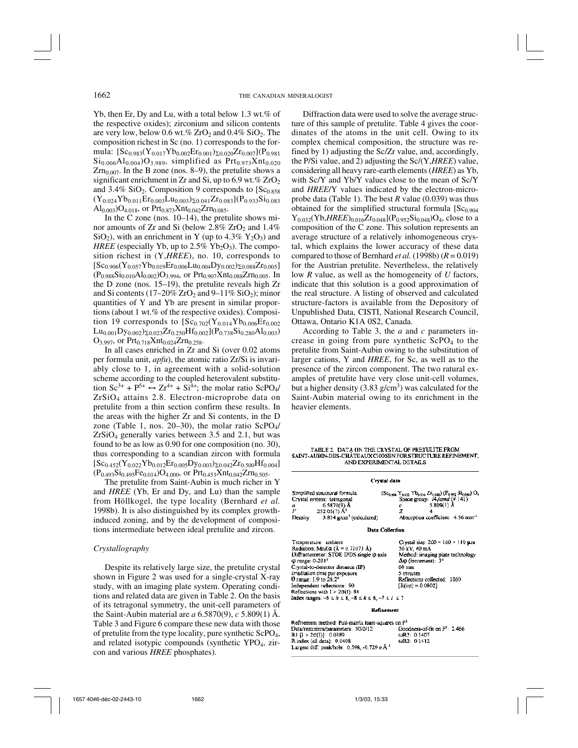Yb, then Er, Dy and Lu, with a total below 1.3 wt.% of the respective oxides); zirconium and silicon contents are very low, below 0.6 wt.% $ZrO_2$ and 0.4% $SiO_2$. The composition richest in Sc (no. 1) corresponds to the formula: $[Sc_{0.983}(Y_{0.017}Yb_{0.002}Er_{0.001})_{\Sigma 0.020}Zr_{0.007}](P_{0.981}Si_{0.006}Al_{0.004})O_{3.989}$, simplified as $Prt_{0.973}Xnt_{0.020}Zrn_{0.007}$. In the B zone (nos. 8–9), the pretulite shows a significant enrichment in Zr and Si, up to 6.9 wt.% $ZrO_2$ and 3.4% $SiO_2$. Composition 9 corresponds to $[Sc_{0.858}(Y_{0.024}Yb_{0.011}Er_{0.003}Lu_{0.003})_{\Sigma 0.041}Zr_{0.083}](P_{0.933}Si_{0.083}Al_{0.003})O_{4.018}$, or $Prt_{0.873}Xnt_{0.042}Zrn_{0.085}$.

In the C zone (nos. 10–14), the pretulite shows minor amounts of Zr and Si (below 2.8% $ZrO_2$ and 1.4% $SiO_2$), with an enrichment in Y (up to 4.3% $Y_2O_3$) and *HREE* (especially Yb, up to 2.5% $Yb_2O_3$). The composition richest in (Y,*HREE*), no. 10, corresponds to $[Sc_{0.906}(Y_{0.057}Yb_{0.019}Er_{0.006}Lu_{0.004}Dy_{0.002})_{\Sigma 0.088}Zr_{0.005}](P_{0.988}Si_{0.010}Al_{0.002})O_{3.994}$, or $Prt_{0.907}Xnt_{0.088}Zrn_{0.005}$. In the D zone (nos. 15–19), the pretulite reveals high Zr and Si contents (17–20% $ZrO_2$ and 9–11% $SiO_2$); minor quantities of Y and Yb are present in similar proportions (about 1 wt.% of the respective oxides). Composition 19 corresponds to $[Sc_{0.702}(Y_{0.014}Yb_{0.006}Er_{0.002}Lu_{0.001}Dy_{0.002})_{\Sigma 0.023}Zr_{0.250}Hf_{0.002}](P_{0.738}Si_{0.280}Al_{0.003})O_{3.997}$, or $Prt_{0.718}Xnt_{0.024}Zrn_{0.258}$.

In all cases enriched in Zr and Si (over 0.02 atoms per formula unit, *apfu*), the atomic ratio Zr/Si is invariably close to 1, in agreement with a solid-solution scheme according to the coupled heterovalent substitution $Sc^{3+} + P^{5+} \leftrightarrow Zr^{4+} + Si^{4+}$; the molar ratio $ScPO_4/ZrSiO_4$ attains 2.8. Electron-microprobe data on pretulite from a thin section confirm these results. In the areas with the higher Zr and Si contents, in the D zone (Table 1, nos. 20–30), the molar ratio $ScPO_4/ZrSiO_4$ generally varies between 3.5 and 2.1, but was found to be as low as 0.90 for one composition (no. 30), thus corresponding to a scandian zircon with formula $[Sc_{0.452}(Y_{0.022}Yb_{0.012}Er_{0.005}Dy_{0.003})_{\Sigma 0.042}Zr_{0.500}Hf_{0.004}](P_{0.493}Si_{0.495}Fe_{0.014})O_{4.000}$, or $Prt_{0.453}Xnt_{0.042}Zrn_{0.505}$.

The pretulite from Saint-Aubin is much richer in Y and *HREE* (Yb, Er and Dy, and Lu) than the sample from Höllkogel, the type locality (Bernhard *et al.* 1998b). It is also distinguished by its complex growth-induced zoning, and by the development of compositions intermediate between ideal pretulite and zircon.

### *Crystallography*

Despite its relatively large size, the pretulite crystal shown in Figure 2 was used for a single-crystal X-ray study, with an imaging plate system. Operating conditions and related data are given in Table 2. On the basis of its tetragonal symmetry, the unit-cell parameters of the Saint-Aubin material are *a* 6.5870(9), *c* 5.809(1) Å. Table 3 and Figure 6 compare these new data with those of pretulite from the type locality, pure synthetic $ScPO_4$, and related isotypic compounds (synthetic $YPO_4$, zircon and various *HREE* phosphates).

Diffraction data were used to solve the average structure of this sample of pretulite. Table 4 gives the coordinates of the atoms in the unit cell. Owing to its complex chemical composition, the structure was refined by 1) adjusting the Sc/Zr value, and, accordingly, the P/Si value, and 2) adjusting the Sc/(Y,*HREE*) value, considering all heavy rare-earth elements (*HREE*) as Yb, with Sc/Y and Yb/Y values close to the mean of Sc/Y and *HREE*/Y values indicated by the electron-microprobe data (Table 1). The best *R* value (0.039) was thus obtained for the simplified structural formula $[Sc_{0.904}Y_{0.032}(Yb,HREE)_{0.016}Zr_{0.048}](P_{0.952}Si_{0.048})O_4$, close to a composition of the C zone. This solution represents an average structure of a relatively inhomogeneous crystal, which explains the lower accuracy of these data compared to those of Bernhard *et al.* (1998b) (*R* = 0.019) for the Austrian pretulite. Nevertheless, the relatively low *R* value, as well as the homogeneity of *U* factors, indicate that this solution is a good approximation of the real structure. A listing of observed and calculated structure-factors is available from the Depository of Unpublished Data, CISTI, National Research Council, Ottawa, Ontario K1A 0S2, Canada.

According to Table 3, the *a* and *c* parameters increase in going from pure synthetic $ScPO_4$ to the pretulite from Saint-Aubin owing to the substitution of larger cations, Y and *HREE*, for Sc, as well as to the presence of the zircon component. The two natural examples of pretulite have very close unit-cell volumes, but a higher density (3.83 g/cm³) was calculated for the Saint-Aubin material owing to its enrichment in the heavier elements.

TABLE 2. DATA ON THE CRYSTAL OF PRETULITE FROM SAINT-AUBIN-DES-CHÂTEAUX CHOSEN FOR STRUCTURE REFINEMENT, AND EXPERIMENTAL DETAILS

**Crystal data**

| | |
|---|---|
| Simplified structural formula | $(Sc_{0.904}Y_{0.032}Yb_{0.016}Zr_{0.048})(P_{0.952}Si_{0.048})O_4$ |
| Crystal system: tetragonal | Space group: $I4_1/amd$ (# 141) |
| *a* 6.5870(9) Å | *c* 5.809(1) Å |
| *V* 252.05(7) Å³ | *Z* 4 |
| Density 3.834 g/cm³ (calculated) | Absorption coefficient: 4.56 mm⁻¹ |

**Data Collection**

| | |
|---|---|
| Temperature: ambient | Crystal size: 200 × 160 × 110 μm |
| Radiation: MoKα (λ = 0.71073 Å) | 50 kV, 40 mA |
| Diffractometer: STOE IPDS single φ axis | Method: imaging plate technology |
| φ range: 0-201° | Δφ (increment): 3° |
| Crystal-to-detector distance (IP) | 60 mm |
| Irradiation time per exposure | 5 minutes |
| θ range: 1.9 to 28.2° | Reflections collected: 1060 |
| Independent reflections: 90 | [R(int) = 0.0802] |
| Reflections with I > 2σ(I): 84 | |
| Index ranges: −8 ≤ *h* ≤ 8, −8 ≤ *k* ≤ 8, −7 ≤ *l* ≤ 7 | |

**Refinement**

| | |
|---|---|
| Refinement method: Full-matrix least-squares on F² | |
| Data/restraints/parameters: 90/0/12 | Goodness-of-fit on F²: 2.466 |
| R1 [I > 2σ(I)]: 0.0389 | ωR2: 0.1407 |
| R index (all data): 0.0408 | ωR3: 0.1412 |
| Largest diff. peak/hole: 0.598, −0.729 e Å⁻³ | |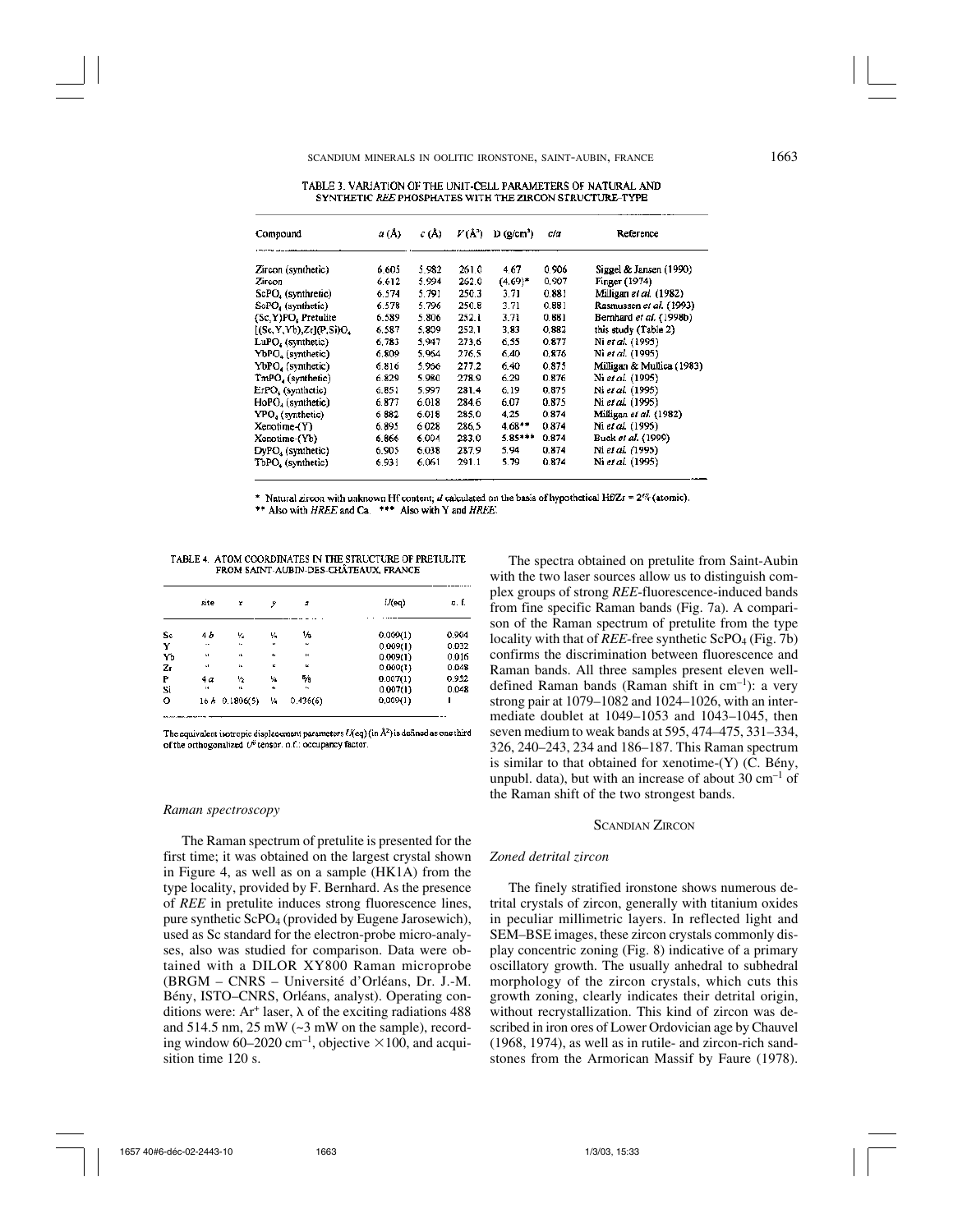TABLE 3. VARIATION OF THE UNIT-CELL PARAMETERS OF NATURAL AND SYNTHETIC *REE* PHOSPHATES WITH THE ZIRCON STRUCTURE-TYPE

| Compound | *a* (Å) | *c* (Å) | *V* (Å³) | D (g/cm³) | *c/a* | Reference |
|---|---|---|---|---|---|---|
| Zircon (synthetic) | 6.605 | 5.982 | 261.0 | 4.67 | 0.906 | Siggel & Jansen (1990) |
| Zircon | 6.612 | 5.994 | 262.0 | (4.69)* | 0.907 | Finger (1974) |
| $ScPO_4$ (synthetic) | 6.574 | 5.791 | 250.3 | 3.71 | 0.881 | Milligan *et al.* (1982) |
| $ScPO_4$ (synthetic) | 6.578 | 5.796 | 250.8 | 3.71 | 0.881 | Rasmussen *et al.* (1993) |
| (Sc,Y)$PO_4$ Pretulite | 6.589 | 5.806 | 252.1 | 3.71 | 0.881 | Bernhard *et al.* (1998b) |
| [(Sc,Y,Yb),Zr](P,Si)$O_4$ | 6.587 | 5.809 | 252.1 | 3.83 | 0.882 | this study (Table 2) |
| $LuPO_4$ (synthetic) | 6.783 | 5.947 | 273.6 | 6.55 | 0.877 | Ni *et al.* (1995) |
| $YbPO_4$ (synthetic) | 6.809 | 5.964 | 276.5 | 6.40 | 0.876 | Ni *et al.* (1995) |
| $YbPO_4$ (synthetic) | 6.816 | 5.966 | 277.2 | 6.40 | 0.875 | Milligan & Mullica (1983) |
| $TmPO_4$ (synthetic) | 6.829 | 5.980 | 278.9 | 6.29 | 0.876 | Ni *et al.* (1995) |
| $ErPO_4$ (synthetic) | 6.851 | 5.997 | 281.4 | 6.19 | 0.875 | Ni *et al.* (1995) |
| $HoPO_4$ (synthetic) | 6.877 | 6.018 | 284.6 | 6.07 | 0.875 | Ni *et al.* (1995) |
| $YPO_4$ (synthetic) | 6.882 | 6.018 | 285.0 | 4.25 | 0.874 | Milligan *et al.* (1982) |
| Xenotime-(Y) | 6.895 | 6.028 | 286.5 | 4.68** | 0.874 | Ni *et al.* (1995) |
| Xenotime-(Yb) | 6.866 | 6.004 | 283.0 | 5.85*** | 0.874 | Buck *et al.* (1999) |
| $DyPO_4$ (synthetic) | 6.905 | 6.038 | 287.9 | 5.94 | 0.874 | Ni *et al.* (1995) |
| $TbPO_4$ (synthetic) | 6.931 | 6.061 | 291.1 | 5.79 | 0.874 | Ni *et al.* (1995) |

\* Natural zircon with unknown Hf content; *d* calculated on the basis of hypothetical Hf/Zr = 2% (atomic).
\*\* Also with *HREE* and Ca. \*\*\* Also with Y and *HREE*.

TABLE 4. ATOM COORDINATES IN THE STRUCTURE OF PRETULITE FROM SAINT-AUBIN-DES-CHÂTEAUX, FRANCE

| | site | *x* | *y* | *z* | *U*(eq) | o. f. |
|---|---|---|---|---|---|---|
| Sc | 4 *b* | ½ | ¼ | ⅛ | 0.009(1) | 0.904 |
| Y | " | " | " | " | 0.009(1) | 0.032 |
| Yb | " | " | " | " | 0.009(1) | 0.016 |
| Zr | " | " | " | " | 0.009(1) | 0.048 |
| P | 4 *a* | ½ | ¾ | ⅝ | 0.007(1) | 0.952 |
| Si | " | " | " | " | 0.007(1) | 0.048 |
| O | 16 *h* | 0.1806(5) | ¼ | 0.436(6) | 0.009(1) | 1 |

The equivalent isotropic displacement parameters *U*(eq) (in Å²) is defined as one third of the orthogonalized $U^{ij}$ tensor. o. f.: occupancy factor.

### *Raman spectroscopy*

The Raman spectrum of pretulite is presented for the first time; it was obtained on the largest crystal shown in Figure 4, as well as on a sample (HK1A) from the type locality, provided by F. Bernhard. As the presence of *REE* in pretulite induces strong fluorescence lines, pure synthetic $ScPO_4$ (provided by Eugene Jarosewich), used as Sc standard for the electron-probe micro-analyses, also was studied for comparison. Data were obtained with a DILOR XY800 Raman microprobe (BRGM – CNRS – Université d'Orléans, Dr. J.-M. Bény, ISTO–CNRS, Orléans, analyst). Operating conditions were: $Ar^+$ laser, λ of the exciting radiations 488 and 514.5 nm, 25 mW (~3 mW on the sample), recording window 60–2020 cm⁻¹, objective ×100, and acquisition time 120 s.

The spectra obtained on pretulite from Saint-Aubin with the two laser sources allow us to distinguish complex groups of strong *REE*-fluorescence-induced bands from fine specific Raman bands (Fig. 7a). A comparison of the Raman spectrum of pretulite from the type locality with that of *REE*-free synthetic $ScPO_4$ (Fig. 7b) confirms the discrimination between fluorescence and Raman bands. All three samples present eleven well-defined Raman bands (Raman shift in cm⁻¹): a very strong pair at 1079–1082 and 1024–1026, with an intermediate doublet at 1049–1053 and 1043–1045, then seven medium to weak bands at 595, 474–475, 331–334, 326, 240–243, 234 and 186–187. This Raman spectrum is similar to that obtained for xenotime-(Y) (C. Bény, unpubl. data), but with an increase of about 30 cm⁻¹ of the Raman shift of the two strongest bands.

## Scandian Zircon

### *Zoned detrital zircon*

The finely stratified ironstone shows numerous detrital crystals of zircon, generally with titanium oxides in peculiar millimetric layers. In reflected light and SEM–BSE images, these zircon crystals commonly display concentric zoning (Fig. 8) indicative of a primary oscillatory growth. The usually anhedral to subhedral morphology of the zircon crystals, which cuts this growth zoning, clearly indicates their detrital origin, without recrystallization. This kind of zircon was described in iron ores of Lower Ordovician age by Chauvel (1968, 1974), as well as in rutile- and zircon-rich sandstones from the Armorican Massif by Faure (1978).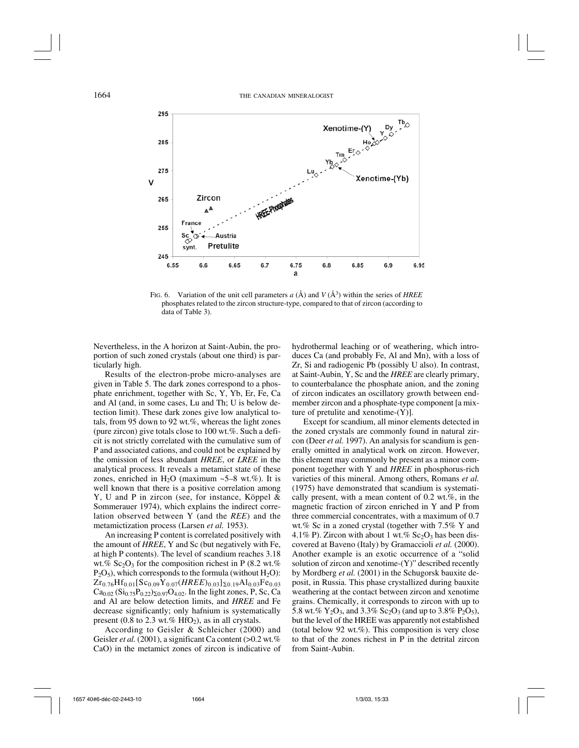FIG. 6. Variation of the unit cell parameters *a* (Å) and *V* (Å$^3$) within the series of *HREE* phosphates related to the zircon structure-type, compared to that of zircon (according to data of Table 3).

Nevertheless, in the A horizon at Saint-Aubin, the proportion of such zoned crystals (about one third) is particularly high.

Results of the electron-probe micro-analyses are given in Table 5. The dark zones correspond to a phosphate enrichment, together with Sc, Y, Yb, Er, Fe, Ca and Al (and, in some cases, Lu and Th; U is below detection limit). These dark zones give low analytical totals, from 95 down to 92 wt.%, whereas the light zones (pure zircon) give totals close to 100 wt.%. Such a deficit is not strictly correlated with the cumulative sum of P and associated cations, and could not be explained by the omission of less abundant *HREE*, or *LREE* in the analytical process. It reveals a metamict state of these zones, enriched in $H_2O$ (maximum ~5–8 wt.%). It is well known that there is a positive correlation among Y, U and P in zircon (see, for instance, Köppel & Sommerauer 1974), which explains the indirect correlation observed between Y (and the *REE*) and the metamictization process (Larsen *et al.* 1953).

An increasing P content is correlated positively with the amount of *HREE*, Y and Sc (but negatively with Fe, at high P contents). The level of scandium reaches 3.18 wt.% $Sc_2O_3$ for the composition richest in P (8.2 wt.% $P_2O_5$), which corresponds to the formula (without $H_2O$): $Zr_{0.76}Hf_{0.01}[Sc_{0.09}Y_{0.07}(HREE)_{0.03}]_{\Sigma 0.19}Al_{0.03}Fe_{0.03}Ca_{0.02}(Si_{0.75}P_{0.22})_{\Sigma 0.97}O_{4.02}$. In the light zones, P, Sc, Ca and Al are below detection limits, and *HREE* and Fe decrease significantly; only hafnium is systematically present (0.8 to 2.3 wt.% $HfO_2$), as in all crystals.

According to Geisler & Schleicher (2000) and Geisler *et al.* (2001), a significant Ca content (>0.2 wt.% CaO) in the metamict zones of zircon is indicative of hydrothermal leaching or of weathering, which introduces Ca (and probably Fe, Al and Mn), with a loss of Zr, Si and radiogenic Pb (possibly U also). In contrast, at Saint-Aubin, Y, Sc and the *HREE* are clearly primary, to counterbalance the phosphate anion, and the zoning of zircon indicates an oscillatory growth between endmember zircon and a phosphate-type component [a mixture of pretulite and xenotime-(Y)].

Except for scandium, all minor elements detected in the zoned crystals are commonly found in natural zircon (Deer *et al.* 1997). An analysis for scandium is generally omitted in analytical work on zircon. However, this element may commonly be present as a minor component together with Y and *HREE* in phosphorus-rich varieties of this mineral. Among others, Romans *et al.* (1975) have demonstrated that scandium is systematically present, with a mean content of 0.2 wt.%, in the magnetic fraction of zircon enriched in Y and P from three commercial concentrates, with a maximum of 0.7 wt.% Sc in a zoned crystal (together with 7.5% Y and 4.1% P). Zircon with about 1 wt.% $Sc_2O_3$ has been discovered at Baveno (Italy) by Gramaccioli *et al.* (2000). Another example is an exotic occurrence of a "solid solution of zircon and xenotime-(Y)" described recently by Mordberg *et al.* (2001) in the Schugorsk bauxite deposit, in Russia. This phase crystallized during bauxite weathering at the contact between zircon and xenotime grains. Chemically, it corresponds to zircon with up to 5.8 wt.% $Y_2O_3$, and 3.3% $Sc_2O_3$ (and up to 3.8% $P_2O_5$), but the level of the HREE was apparently not established (total below 92 wt.%). This composition is very close to that of the zones richest in P in the detrital zircon from Saint-Aubin.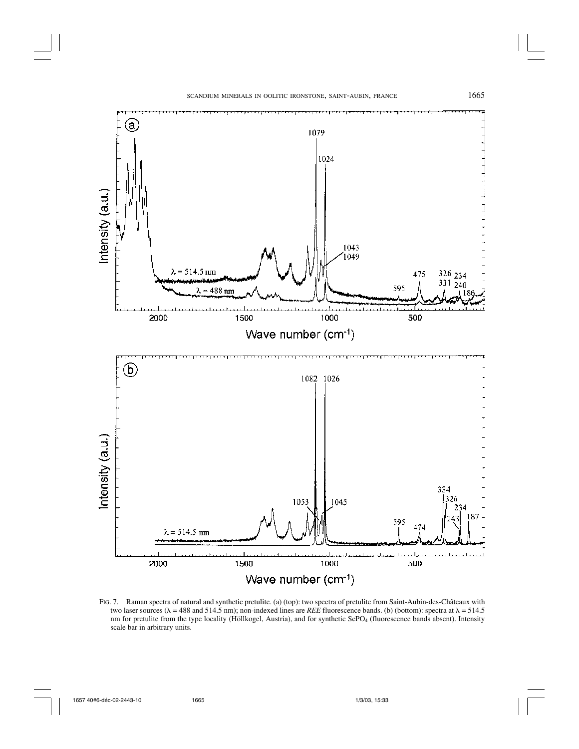FIG. 7. Raman spectra of natural and synthetic pretulite. (a) (top): two spectra of pretulite from Saint-Aubin-des-Châteaux with two laser sources (λ = 488 and 514.5 nm); non-indexed lines are *REE* fluorescence bands. (b) (bottom): spectra at λ = 514.5 nm for pretulite from the type locality (Höllkogel, Austria), and for synthetic $ScPO_4$ (fluorescence bands absent). Intensity scale bar in arbitrary units.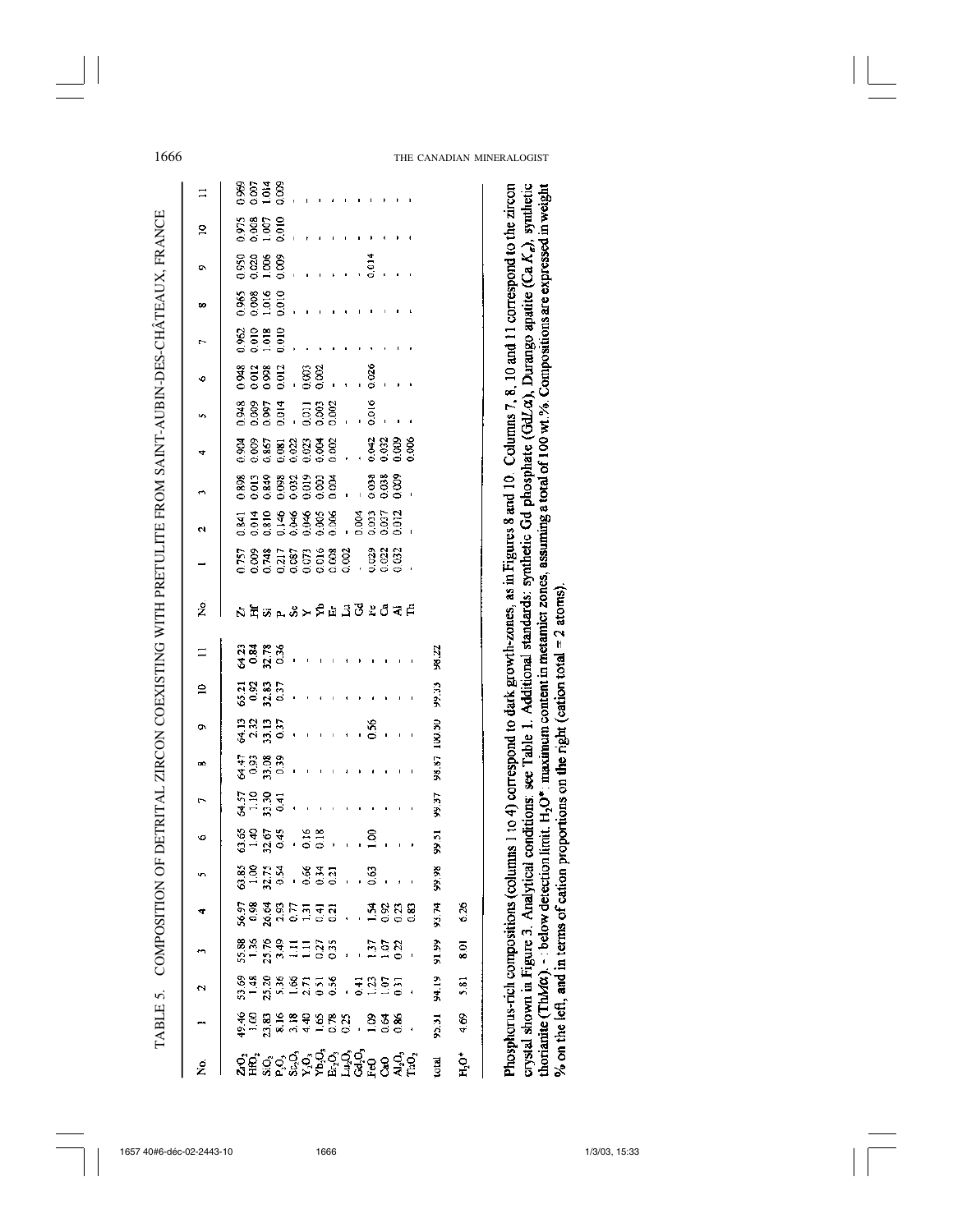TABLE 5. COMPOSITION OF DETRITAL ZIRCON COEXISTING WITH PRETULITE FROM SAINT-AUBIN-DES-CHÂTEAUX, FRANCE

| No. | 1 | 2 | 3 | 4 | 5 | 6 | 7 | 8 | 9 | 10 | 11 |
|---|---|---|---|---|---|---|---|---|---|---|---|
| $ZrO_2$ | 49.46 | 53.69 | 55.88 | 56.97 | 63.85 | 63.65 | 64.57 | 64.47 | 64.13 | 65.21 | 64.23 |
| $HfO_2$ | 1.00 | 1.48 | 1.36 | 0.98 | 1.00 | 1.40 | 1.10 | 0.93 | 2.32 | 0.92 | 0.84 |
| $SiO_2$ | 23.83 | 25.20 | 25.76 | 26.64 | 32.75 | 32.67 | 33.30 | 33.08 | 33.13 | 32.83 | 32.78 |
| $P_2O_5$ | 8.16 | 5.36 | 3.49 | 2.93 | 0.54 | 0.45 | 0.41 | 0.39 | 0.37 | 0.37 | 0.36 |
| $Sc_2O_3$ | 3.18 | 1.66 | 1.11 | 0.77 | - | - | - | - | - | - | - |
| $Y_2O_3$ | 4.40 | 2.71 | 1.11 | 1.31 | 0.66 | 0.16 | - | - | - | - | - |
| $Yb_2O_3$ | 1.65 | 0.51 | 0.27 | 0.41 | 0.34 | 0.18 | - | - | - | - | - |
| $Er_2O_3$ | 0.78 | 0.56 | 0.35 | 0.21 | 0.21 | - | - | - | - | - | - |
| $Lu_2O_3$ | 0.25 | - | - | - | - | - | - | - | - | - | - |
| $Gd_2O_3$ | - | 0.41 | - | - | - | - | - | - | - | - | - |
| FeO | 1.09 | 1.23 | 1.37 | 1.54 | 0.63 | 1.00 | - | - | 0.56 | - | - |
| CaO | 0.64 | 1.07 | 1.07 | 0.92 | - | - | - | - | - | - | - |
| $Al_2O_3$ | 0.86 | 0.31 | 0.22 | 0.23 | - | - | - | - | - | - | - |
| $ThO_2$ | - | - | - | 0.83 | - | - | - | - | - | - | - |
| total | 95.31 | 94.19 | 91.99 | 93.74 | 99.98 | 99.51 | 99.37 | 98.87 | 100.50 | 99.33 | 98.22 |
| $H_2O^*$ | 4.69 | 5.81 | 8.01 | 6.26 | | | | | | | |

| No. | 1 | 2 | 3 | 4 | 5 | 6 | 7 | 8 | 9 | 10 | 11 |
|---|---|---|---|---|---|---|---|---|---|---|---|
| Zr | 0.757 | 0.841 | 0.898 | 0.904 | 0.948 | 0.948 | 0.962 | 0.965 | 0.950 | 0.975 | 0.969 |
| Hf | 0.009 | 0.014 | 0.013 | 0.009 | 0.009 | 0.012 | 0.010 | 0.008 | 0.020 | 0.008 | 0.007 |
| Si | 0.748 | 0.810 | 0.849 | 0.857 | 0.997 | 0.998 | 1.018 | 1.016 | 1.006 | 1.007 | 1.014 |
| P | 0.217 | 0.146 | 0.098 | 0.081 | 0.014 | 0.012 | 0.010 | 0.010 | 0.009 | 0.010 | 0.009 |
| Sc | 0.087 | 0.046 | 0.032 | 0.022 | - | - | - | - | - | - | - |
| Y | 0.073 | 0.046 | 0.019 | 0.023 | 0.011 | 0.003 | - | - | - | - | - |
| Yb | 0.016 | 0.005 | 0.003 | 0.004 | 0.003 | 0.002 | - | - | - | - | - |
| Er | 0.008 | 0.006 | 0.004 | 0.002 | 0.002 | - | - | - | - | - | - |
| Lu | 0.002 | - | - | - | - | - | - | - | - | - | - |
| Gd | - | 0.004 | - | - | - | - | - | - | - | - | - |
| Fe | 0.029 | 0.033 | 0.038 | 0.042 | 0.016 | 0.026 | - | - | 0.014 | - | - |
| Ca | 0.022 | 0.037 | 0.038 | 0.032 | - | - | - | - | - | - | - |
| Al | 0.032 | 0.012 | 0.009 | 0.009 | - | - | - | - | - | - | - |
| Th | - | - | - | 0.006 | - | - | - | - | - | - | - |

Phosphorus-rich compositions (columns 1 to 4) correspond to dark growth-zones, as in Figures 8 and 10. Columns 7, 8, 10 and 11 correspond to the zircon crystal shown in Figure 3. Analytical conditions: see Table 1. Additional standards: synthetic Gd phosphate (Gd*L*α), Durango apatite (Ca *K*α), synthetic thorianite (Th*M*α). - : below detection limit. $H_2O^*$: maximum content in metamict zones, assuming a total of 100 wt.%. Compositions are expressed in weight % on the left, and in terms of cation proportions on the right (cation total = 2 atoms).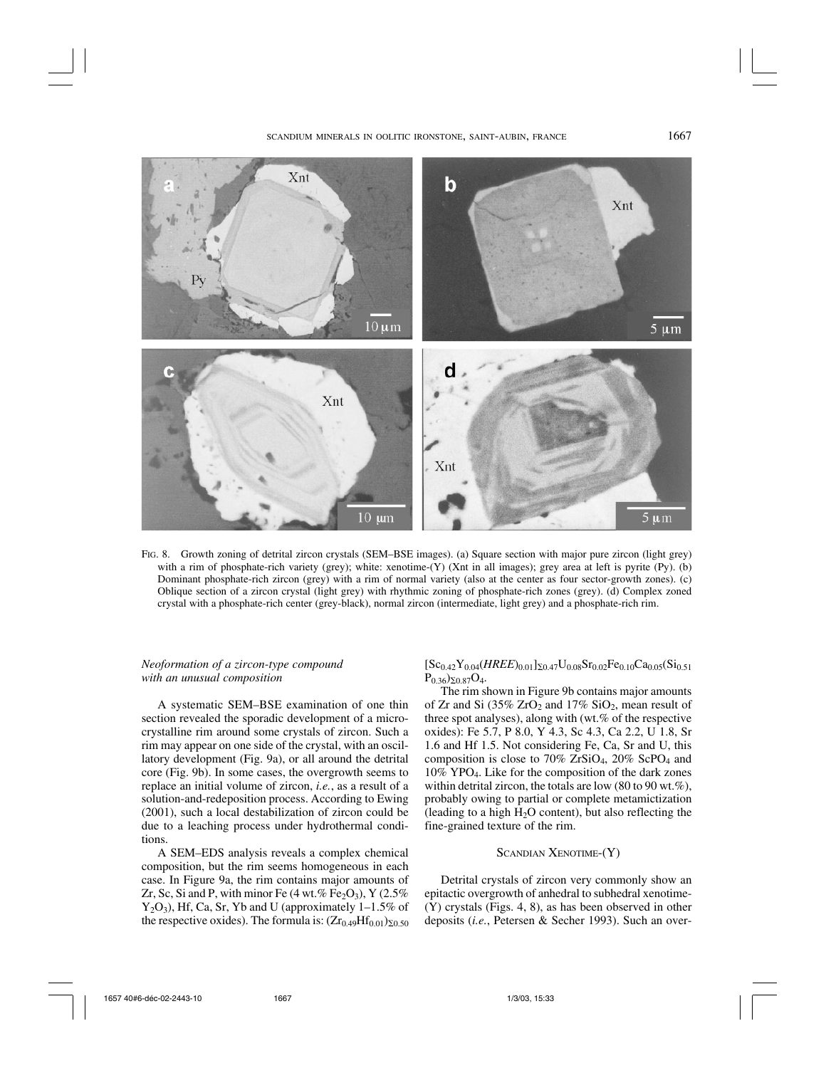FIG. 8. Growth zoning of detrital zircon crystals (SEM–BSE images). (a) Square section with major pure zircon (light grey) with a rim of phosphate-rich variety (grey); white: xenotime-(Y) (Xnt in all images); grey area at left is pyrite (Py). (b) Dominant phosphate-rich zircon (grey) with a rim of normal variety (also at the center as four sector-growth zones). (c) Oblique section of a zircon crystal (light grey) with rhythmic zoning of phosphate-rich zones (grey). (d) Complex zoned crystal with a phosphate-rich center (grey-black), normal zircon (intermediate, light grey) and a phosphate-rich rim.

### *Neoformation of a zircon-type compound with an unusual composition*

A systematic SEM–BSE examination of one thin section revealed the sporadic development of a microcrystalline rim around some crystals of zircon. Such a rim may appear on one side of the crystal, with an oscillatory development (Fig. 9a), or all around the detrital core (Fig. 9b). In some cases, the overgrowth seems to replace an initial volume of zircon, *i.e.*, as a result of a solution-and-redeposition process. According to Ewing (2001), such a local destabilization of zircon could be due to a leaching process under hydrothermal conditions.

A SEM–EDS analysis reveals a complex chemical composition, but the rim seems homogeneous in each case. In Figure 9a, the rim contains major amounts of Zr, Sc, Si and P, with minor Fe (4 wt.% $Fe_2O_3$), Y (2.5% $Y_2O_3$), Hf, Ca, Sr, Yb and U (approximately 1–1.5% of the respective oxides). The formula is: $(Zr_{0.49}Hf_{0.01})_{\Sigma 0.50}$ $[Sc_{0.42}Y_{0.04}(HREE)_{0.01}]_{\Sigma 0.47}U_{0.08}Sr_{0.02}Fe_{0.10}Ca_{0.05}(Si_{0.51}P_{0.36})_{\Sigma 0.87}O_4$.

The rim shown in Figure 9b contains major amounts of Zr and Si (35% $ZrO_2$ and 17% $SiO_2$, mean result of three spot analyses), along with (wt.% of the respective oxides): Fe 5.7, P 8.0, Y 4.3, Sc 4.3, Ca 2.2, U 1.8, Sr 1.6 and Hf 1.5. Not considering Fe, Ca, Sr and U, this composition is close to 70% $ZrSiO_4$, 20% $ScPO_4$ and 10% $YPO_4$. Like for the composition of the dark zones within detrital zircon, the totals are low (80 to 90 wt.%), probably owing to partial or complete metamictization (leading to a high $H_2O$ content), but also reflecting the fine-grained texture of the rim.

## SCANDIAN XENOTIME-(Y)

Detrital crystals of zircon very commonly show an epitactic overgrowth of anhedral to subhedral xenotime-(Y) crystals (Figs. 4, 8), as has been observed in other deposits (*i.e.*, Petersen & Secher 1993). Such an over-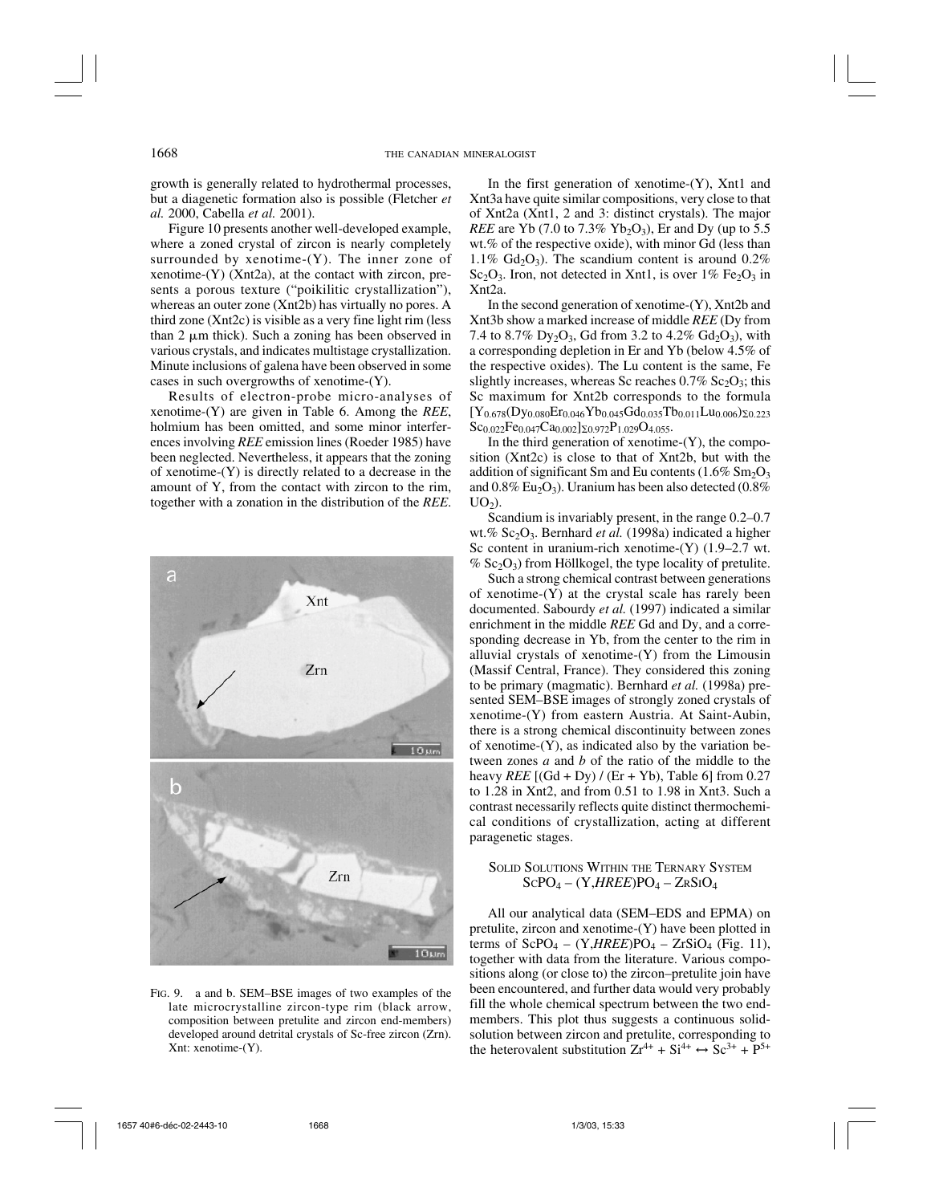growth is generally related to hydrothermal processes, but a diagenetic formation also is possible (Fletcher *et al.* 2000, Cabella *et al.* 2001).

Figure 10 presents another well-developed example, where a zoned crystal of zircon is nearly completely surrounded by xenotime-(Y). The inner zone of xenotime-(Y) (Xnt2a), at the contact with zircon, presents a porous texture ("poikilitic crystallization"), whereas an outer zone (Xnt2b) has virtually no pores. A third zone (Xnt2c) is visible as a very fine light rim (less than 2 μm thick). Such a zoning has been observed in various crystals, and indicates multistage crystallization. Minute inclusions of galena have been observed in some cases in such overgrowths of xenotime-(Y).

Results of electron-probe micro-analyses of xenotime-(Y) are given in Table 6. Among the *REE*, holmium has been omitted, and some minor interferences involving *REE* emission lines (Roeder 1985) have been neglected. Nevertheless, it appears that the zoning of xenotime-(Y) is directly related to a decrease in the amount of Y, from the contact with zircon to the rim, together with a zonation in the distribution of the *REE*.

FIG. 9. a and b. SEM–BSE images of two examples of the late microcrystalline zircon-type rim (black arrow, composition between pretulite and zircon end-members) developed around detrital crystals of Sc-free zircon (Zrn). Xnt: xenotime-(Y).

In the first generation of xenotime-(Y), Xnt1 and Xnt3a have quite similar compositions, very close to that of Xnt2a (Xnt1, 2 and 3: distinct crystals). The major *REE* are Yb (7.0 to 7.3% $Yb_2O_3$), Er and Dy (up to 5.5 wt.% of the respective oxide), with minor Gd (less than 1.1% $Gd_2O_3$). The scandium content is around 0.2% $Sc_2O_3$. Iron, not detected in Xnt1, is over 1% $Fe_2O_3$ in Xnt2a.

In the second generation of xenotime-(Y), Xnt2b and Xnt3b show a marked increase of middle *REE* (Dy from 7.4 to 8.7% $Dy_2O_3$, Gd from 3.2 to 4.2% $Gd_2O_3$), with a corresponding depletion in Er and Yb (below 4.5% of the respective oxides). The Lu content is the same, Fe slightly increases, whereas Sc reaches 0.7% $Sc_2O_3$; this Sc maximum for Xnt2b corresponds to the formula $[Y_{0.678}(Dy_{0.080}Er_{0.046}Yb_{0.045}Gd_{0.035}Tb_{0.011}Lu_{0.006})_{\Sigma 0.223}Sc_{0.022}Fe_{0.047}Ca_{0.002}]_{\Sigma 0.972}P_{1.029}O_{4.055}$.

In the third generation of xenotime-(Y), the composition (Xnt2c) is close to that of Xnt2b, but with the addition of significant Sm and Eu contents (1.6% $Sm_2O_3$ and 0.8% $Eu_2O_3$). Uranium has been also detected (0.8% $UO_2$).

Scandium is invariably present, in the range 0.2–0.7 wt.% $Sc_2O_3$. Bernhard *et al.* (1998a) indicated a higher Sc content in uranium-rich xenotime-(Y) (1.9–2.7 wt.% $Sc_2O_3$) from Höllkogel, the type locality of pretulite.

Such a strong chemical contrast between generations of xenotime-(Y) at the crystal scale has rarely been documented. Sabourdy *et al.* (1997) indicated a similar enrichment in the middle *REE* Gd and Dy, and a corresponding decrease in Yb, from the center to the rim in alluvial crystals of xenotime-(Y) from the Limousin (Massif Central, France). They considered this zoning to be primary (magmatic). Bernhard *et al.* (1998a) presented SEM–BSE images of strongly zoned crystals of xenotime-(Y) from eastern Austria. At Saint-Aubin, there is a strong chemical discontinuity between zones of xenotime-(Y), as indicated also by the variation between zones *a* and *b* of the ratio of the middle to the heavy *REE* [(Gd + Dy) / (Er + Yb), Table 6] from 0.27 to 1.28 in Xnt2, and from 0.51 to 1.98 in Xnt3. Such a contrast necessarily reflects quite distinct thermochemical conditions of crystallization, acting at different paragenetic stages.

## SOLID SOLUTIONS WITHIN THE TERNARY SYSTEM $ScPO_4$ – (Y,*HREE*)$PO_4$ – $ZrSiO_4$

All our analytical data (SEM–EDS and EPMA) on pretulite, zircon and xenotime-(Y) have been plotted in terms of $ScPO_4$ – (Y,*HREE*)$PO_4$ – $ZrSiO_4$ (Fig. 11), together with data from the literature. Various compositions along (or close to) the zircon–pretulite join have been encountered, and further data would very probably fill the whole chemical spectrum between the two end-members. This plot thus suggests a continuous solid-solution between zircon and pretulite, corresponding to the heterovalent substitution $Zr^{4+} + Si^{4+} \leftrightarrow Sc^{3+} + P^{5+}$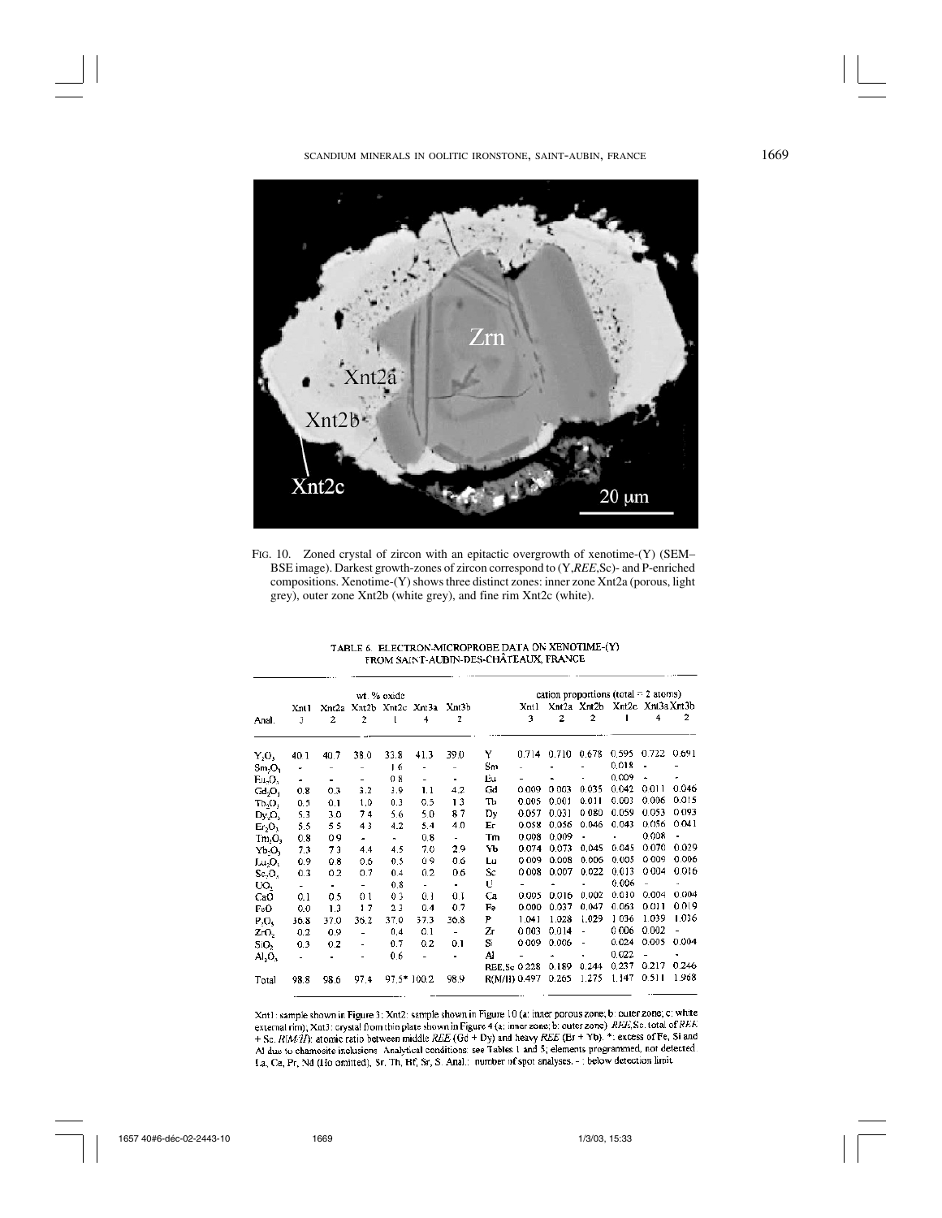FIG. 10. Zoned crystal of zircon with an epitactic overgrowth of xenotime-(Y) (SEM–BSE image). Darkest growth-zones of zircon correspond to (Y,*REE*,Sc)- and P-enriched compositions. Xenotime-(Y) shows three distinct zones: inner zone Xnt2a (porous, light grey), outer zone Xnt2b (white grey), and fine rim Xnt2c (white).

TABLE 6. ELECTRON-MICROPROBE DATA ON XENOTIME-(Y) FROM SAINT-AUBIN-DES-CHÂTEAUX, FRANCE

| | wt. % oxide | | | | | | | cation proportions (total = 2 atoms) | | | | | |
|---|---|---|---|---|---|---|---|---|---|---|---|---|---|
| | Xnt1 | Xnt2a | Xnt2b | Xnt2c | Xnt3a | Xnt3b | | Xnt1 | Xnt2a | Xnt2b | Xnt2c | Xnt3a | Xnt3b |
| Anal. | 3 | 2 | 2 | 1 | 4 | 2 | | 3 | 2 | 2 | 1 | 4 | 2 |
| $Y_2O_3$ | 40.1 | 40.7 | 38.0 | 33.8 | 41.3 | 39.0 | Y | 0.714 | 0.710 | 0.678 | 0.595 | 0.722 | 0.691 |
| $Sm_2O_3$ | - | - | - | 1.6 | - | - | Sm | - | - | - | 0.018 | - | - |
| $Eu_2O_3$ | - | - | - | 0.8 | - | - | Eu | - | - | - | 0.009 | - | - |
| $Gd_2O_3$ | 0.8 | 0.3 | 3.2 | 3.9 | 1.1 | 4.2 | Gd | 0.009 | 0.003 | 0.035 | 0.042 | 0.011 | 0.046 |
| $Tb_2O_3$ | 0.5 | 0.1 | 1.0 | 0.3 | 0.5 | 1.3 | Tb | 0.005 | 0.001 | 0.011 | 0.003 | 0.006 | 0.015 |
| $Dy_2O_3$ | 5.3 | 3.0 | 7.4 | 5.6 | 5.0 | 8.7 | Dy | 0.057 | 0.031 | 0.080 | 0.059 | 0.053 | 0.093 |
| $Er_2O_3$ | 5.5 | 5.5 | 4.3 | 4.2 | 5.4 | 4.0 | Er | 0.058 | 0.056 | 0.046 | 0.043 | 0.056 | 0.041 |
| $Tm_2O_3$ | 0.8 | 0.9 | - | - | 0.8 | - | Tm | 0.008 | 0.009 | - | - | 0.008 | - |
| $Yb_2O_3$ | 7.3 | 7.3 | 4.4 | 4.5 | 7.0 | 2.9 | Yb | 0.074 | 0.073 | 0.045 | 0.045 | 0.070 | 0.029 |
| $Lu_2O_3$ | 0.9 | 0.8 | 0.6 | 0.5 | 0.9 | 0.6 | Lu | 0.009 | 0.008 | 0.006 | 0.005 | 0.009 | 0.006 |
| $Sc_2O_3$ | 0.3 | 0.2 | 0.7 | 0.4 | 0.2 | 0.6 | Sc | 0.008 | 0.007 | 0.022 | 0.013 | 0.004 | 0.016 |
| $UO_2$ | - | - | - | 0.8 | - | - | U | - | - | - | 0.006 | - | - |
| CaO | 0.1 | 0.5 | 0.1 | 0.3 | 0.1 | 0.1 | Ca | 0.005 | 0.016 | 0.002 | 0.010 | 0.004 | 0.004 |
| FeO | 0.0 | 1.3 | 1.7 | 2.3 | 0.4 | 0.7 | Fe | 0.000 | 0.037 | 0.047 | 0.063 | 0.011 | 0.019 |
| $P_2O_5$ | 36.8 | 37.0 | 36.2 | 37.0 | 37.3 | 36.8 | P | 1.041 | 1.028 | 1.029 | 1.036 | 1.039 | 1.036 |
| $ZrO_2$ | 0.2 | 0.9 | - | 0.4 | 0.1 | - | Zr | 0.003 | 0.014 | - | 0.006 | 0.002 | - |
| $SiO_2$ | 0.3 | 0.2 | - | 0.7 | 0.2 | 0.1 | Si | 0.009 | 0.006 | - | 0.024 | 0.005 | 0.004 |
| $Al_2O_3$ | - | - | - | 0.6 | - | - | Al | - | - | - | 0.022 | - | - |
| | | | | | | | REE,Sc | 0.228 | 0.189 | 0.244 | 0.237 | 0.217 | 0.246 |
| Total | 98.8 | 98.6 | 97.4 | 97.5* | 100.2 | 98.9 | R(M/H) | 0.497 | 0.265 | 1.275 | 1.147 | 0.511 | 1.968 |

Xnt1: sample shown in Figure 3; Xnt2: sample shown in Figure 10 (a: inner porous zone; b: outer zone; c: white external rim); Xnt3: crystal from thin plate shown in Figure 4 (a: inner zone; b: outer zone). *REE*,Sc: total of *REE* + Sc. *R(M/H)*: atomic ratio between middle *REE* (Gd + Dy) and heavy *REE* (Er + Yb). *: excess of Fe, Si and Al due to chamosite inclusions. Analytical conditions: see Tables 1 and 5; elements programmed, not detected: La, Ce, Pr, Nd (Ho omitted), Sr, Th, Hf, Sr, S. Anal.: number of spot analyses. - : below detection limit.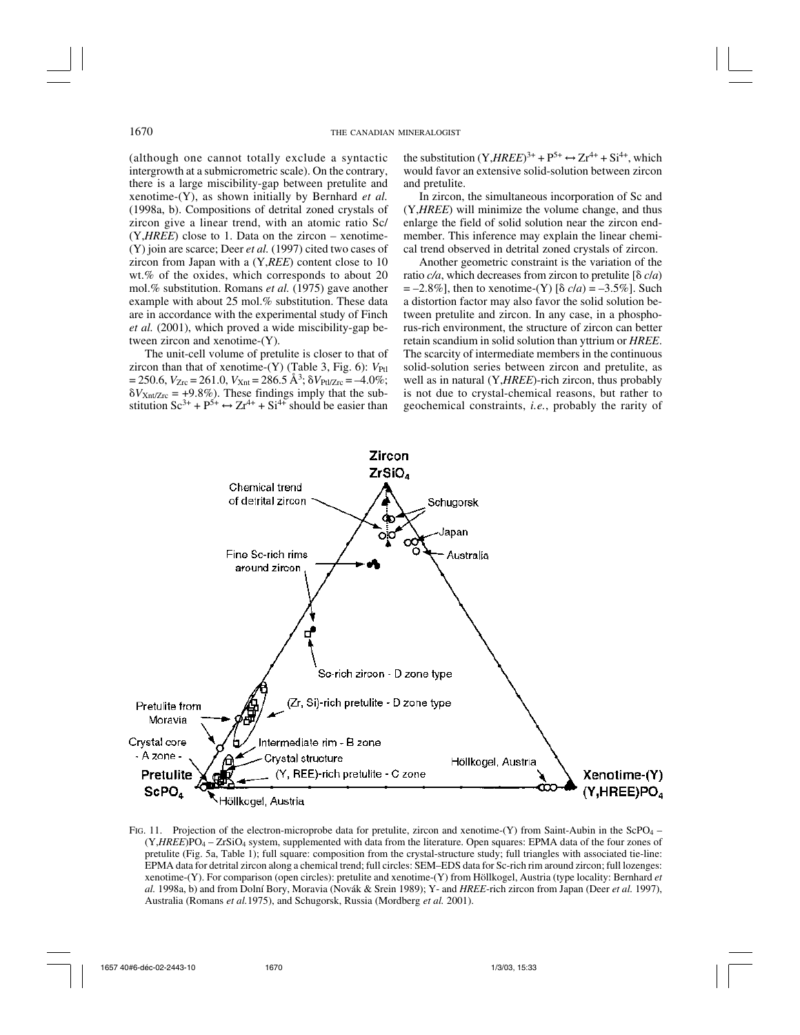(although one cannot totally exclude a syntactic intergrowth at a submicrometric scale). On the contrary, there is a large miscibility-gap between pretulite and xenotime-(Y), as shown initially by Bernhard *et al.* (1998a, b). Compositions of detrital zoned crystals of zircon give a linear trend, with an atomic ratio Sc/(Y,*HREE*) close to 1. Data on the zircon – xenotime-(Y) join are scarce; Deer *et al.* (1997) cited two cases of zircon from Japan with a (Y,*REE*) content close to 10 wt.% of the oxides, which corresponds to about 20 mol.% substitution. Romans *et al.* (1975) gave another example with about 25 mol.% substitution. These data are in accordance with the experimental study of Finch *et al.* (2001), which proved a wide miscibility-gap between zircon and xenotime-(Y).

The unit-cell volume of pretulite is closer to that of zircon than that of xenotime-(Y) (Table 3, Fig. 6): $V_{Ptl} = 250.6$, $V_{Zrc} = 261.0$, $V_{Xnt} = 286.5$ Å$^3$; $\delta V_{Ptl/Zrc} = -4.0\%$; $\delta V_{Xnt/Zrc} = +9.8\%$). These findings imply that the substitution $Sc^{3+} + P^{5+} \leftrightarrow Zr^{4+} + Si^{4+}$ should be easier than the substitution $(Y,HREE)^{3+} + P^{5+} \leftrightarrow Zr^{4+} + Si^{4+}$, which would favor an extensive solid-solution between zircon and pretulite.

In zircon, the simultaneous incorporation of Sc and (Y,*HREE*) will minimize the volume change, and thus enlarge the field of solid solution near the zircon end-member. This inference may explain the linear chemical trend observed in detrital zoned crystals of zircon.

Another geometric constraint is the variation of the ratio $c/a$, which decreases from zircon to pretulite [$\delta$ $c/a$) = –2.8%], then to xenotime-(Y) [$\delta$ $c/a$) = –3.5%]. Such a distortion factor may also favor the solid solution between pretulite and zircon. In any case, in a phosphorus-rich environment, the structure of zircon can better retain scandium in solid solution than yttrium or *HREE*. The scarcity of intermediate members in the continuous solid-solution series between zircon and pretulite, as well as in natural (Y,*HREE*)-rich zircon, thus probably is not due to crystal-chemical reasons, but rather to geochemical constraints, *i.e.*, probably the rarity of

FIG. 11. Projection of the electron-microprobe data for pretulite, zircon and xenotime-(Y) from Saint-Aubin in the $ScPO_4$ – $(Y,HREE)PO_4$ – $ZrSiO_4$ system, supplemented with data from the literature. Open squares: EPMA data of the four zones of pretulite (Fig. 5a, Table 1); full square: composition from the crystal-structure study; full triangles with associated tie-line: EPMA data for detrital zircon along a chemical trend; full circles: SEM–EDS data for Sc-rich rim around zircon; full lozenges: xenotime-(Y). For comparison (open circles): pretulite and xenotime-(Y) from Höllkogel, Austria (type locality: Bernhard *et al.* 1998a, b) and from Dolní Bory, Moravia (Novák & Srein 1989); Y- and *HREE*-rich zircon from Japan (Deer *et al.* 1997), Australia (Romans *et al.*1975), and Schugorsk, Russia (Mordberg *et al.* 2001).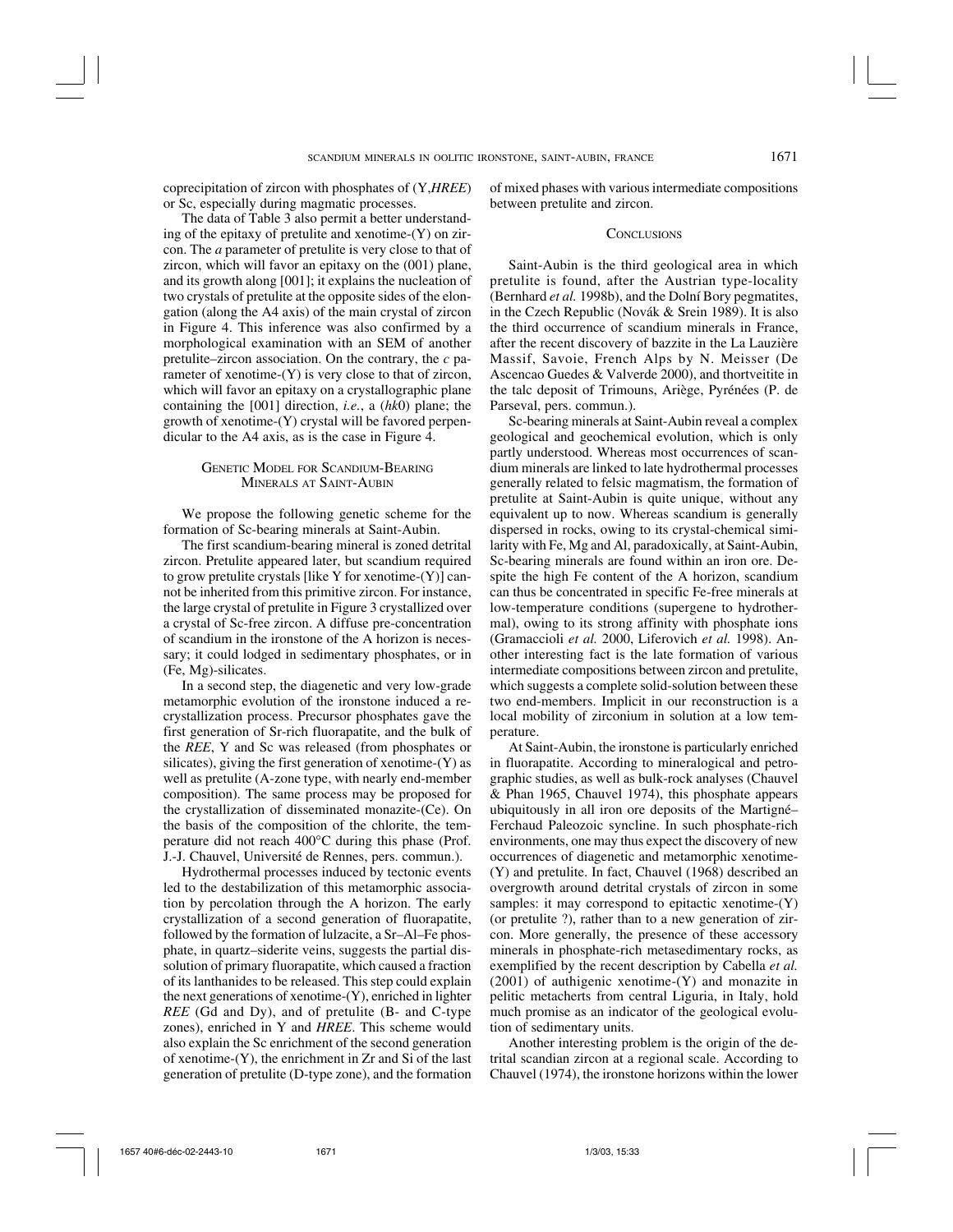coprecipitation of zircon with phosphates of (Y,*HREE*) or Sc, especially during magmatic processes.

The data of Table 3 also permit a better understanding of the epitaxy of pretulite and xenotime-(Y) on zircon. The *a* parameter of pretulite is very close to that of zircon, which will favor an epitaxy on the (001) plane, and its growth along [001]; it explains the nucleation of two crystals of pretulite at the opposite sides of the elongation (along the A4 axis) of the main crystal of zircon in Figure 4. This inference was also confirmed by a morphological examination with an SEM of another pretulite–zircon association. On the contrary, the *c* parameter of xenotime-(Y) is very close to that of zircon, which will favor an epitaxy on a crystallographic plane containing the [001] direction, *i.e.*, a (*hk*0) plane; the growth of xenotime-(Y) crystal will be favored perpendicular to the A4 axis, as is the case in Figure 4.

## Genetic Model for Scandium-Bearing Minerals at Saint-Aubin

We propose the following genetic scheme for the formation of Sc-bearing minerals at Saint-Aubin.

The first scandium-bearing mineral is zoned detrital zircon. Pretulite appeared later, but scandium required to grow pretulite crystals [like Y for xenotime-(Y)] cannot be inherited from this primitive zircon. For instance, the large crystal of pretulite in Figure 3 crystallized over a crystal of Sc-free zircon. A diffuse pre-concentration of scandium in the ironstone of the A horizon is necessary; it could lodged in sedimentary phosphates, or in (Fe, Mg)-silicates.

In a second step, the diagenetic and very low-grade metamorphic evolution of the ironstone induced a recrystallization process. Precursor phosphates gave the first generation of Sr-rich fluorapatite, and the bulk of the *REE*, Y and Sc was released (from phosphates or silicates), giving the first generation of xenotime-(Y) as well as pretulite (A-zone type, with nearly end-member composition). The same process may be proposed for the crystallization of disseminated monazite-(Ce). On the basis of the composition of the chlorite, the temperature did not reach 400°C during this phase (Prof. J.-J. Chauvel, Université de Rennes, pers. commun.).

Hydrothermal processes induced by tectonic events led to the destabilization of this metamorphic association by percolation through the A horizon. The early crystallization of a second generation of fluorapatite, followed by the formation of lulzacite, a Sr–Al–Fe phosphate, in quartz–siderite veins, suggests the partial dissolution of primary fluorapatite, which caused a fraction of its lanthanides to be released. This step could explain the next generations of xenotime-(Y), enriched in lighter *REE* (Gd and Dy), and of pretulite (B- and C-type zones), enriched in Y and *HREE*. This scheme would also explain the Sc enrichment of the second generation of xenotime-(Y), the enrichment in Zr and Si of the last generation of pretulite (D-type zone), and the formation of mixed phases with various intermediate compositions between pretulite and zircon.

## Conclusions

Saint-Aubin is the third geological area in which pretulite is found, after the Austrian type-locality (Bernhard *et al.* 1998b), and the Dolní Bory pegmatites, in the Czech Republic (Novák & Srein 1989). It is also the third occurrence of scandium minerals in France, after the recent discovery of bazzite in the La Lauzière Massif, Savoie, French Alps by N. Meisser (De Ascencao Guedes & Valverde 2000), and thortveitite in the talc deposit of Trimouns, Ariège, Pyrénées (P. de Parseval, pers. commun.).

Sc-bearing minerals at Saint-Aubin reveal a complex geological and geochemical evolution, which is only partly understood. Whereas most occurrences of scandium minerals are linked to late hydrothermal processes generally related to felsic magmatism, the formation of pretulite at Saint-Aubin is quite unique, without any equivalent up to now. Whereas scandium is generally dispersed in rocks, owing to its crystal-chemical similarity with Fe, Mg and Al, paradoxically, at Saint-Aubin, Sc-bearing minerals are found within an iron ore. Despite the high Fe content of the A horizon, scandium can thus be concentrated in specific Fe-free minerals at low-temperature conditions (supergene to hydrothermal), owing to its strong affinity with phosphate ions (Gramaccioli *et al.* 2000, Liferovich *et al.* 1998). Another interesting fact is the late formation of various intermediate compositions between zircon and pretulite, which suggests a complete solid-solution between these two end-members. Implicit in our reconstruction is a local mobility of zirconium in solution at a low temperature.

At Saint-Aubin, the ironstone is particularly enriched in fluorapatite. According to mineralogical and petrographic studies, as well as bulk-rock analyses (Chauvel & Phan 1965, Chauvel 1974), this phosphate appears ubiquitously in all iron ore deposits of the Martigné–Ferchaud Paleozoic syncline. In such phosphate-rich environments, one may thus expect the discovery of new occurrences of diagenetic and metamorphic xenotime-(Y) and pretulite. In fact, Chauvel (1968) described an overgrowth around detrital crystals of zircon in some samples: it may correspond to epitactic xenotime-(Y) (or pretulite ?), rather than to a new generation of zircon. More generally, the presence of these accessory minerals in phosphate-rich metasedimentary rocks, as exemplified by the recent description by Cabella *et al.* (2001) of authigenic xenotime-(Y) and monazite in pelitic metacherts from central Liguria, in Italy, hold much promise as an indicator of the geological evolution of sedimentary units.

Another interesting problem is the origin of the detrital scandian zircon at a regional scale. According to Chauvel (1974), the ironstone horizons within the lower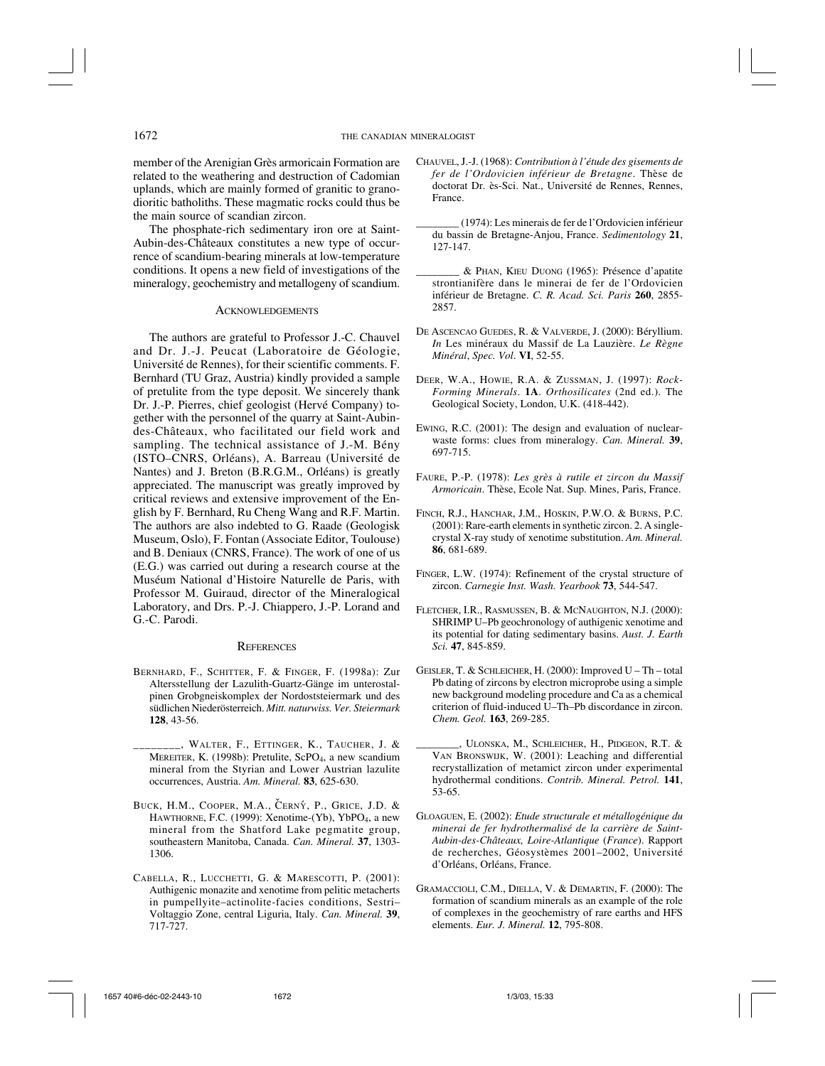member of the Arenigian Grès armoricain Formation are related to the weathering and destruction of Cadomian uplands, which are mainly formed of granitic to granodioritic batholiths. These magmatic rocks could thus be the main source of scandian zircon.

The phosphate-rich sedimentary iron ore at Saint-Aubin-des-Châteaux constitutes a new type of occurrence of scandium-bearing minerals at low-temperature conditions. It opens a new field of investigations of the mineralogy, geochemistry and metallogeny of scandium.

## Acknowledgements

The authors are grateful to Professor J.-C. Chauvel and Dr. J.-J. Peucat (Laboratoire de Géologie, Université de Rennes), for their scientific comments. F. Bernhard (TU Graz, Austria) kindly provided a sample of pretulite from the type deposit. We sincerely thank Dr. J.-P. Pierres, chief geologist (Hervé Company) together with the personnel of the quarry at Saint-Aubin-des-Châteaux, who facilitated our field work and sampling. The technical assistance of J.-M. Bény (ISTO–CNRS, Orléans), A. Barreau (Université de Nantes) and J. Breton (B.R.G.M., Orléans) is greatly appreciated. The manuscript was greatly improved by critical reviews and extensive improvement of the English by F. Bernhard, Ru Cheng Wang and R.F. Martin. The authors are also indebted to G. Raade (Geologisk Museum, Oslo), F. Fontan (Associate Editor, Toulouse) and B. Deniaux (CNRS, France). The work of one of us (E.G.) was carried out during a research course at the Muséum National d'Histoire Naturelle de Paris, with Professor M. Guiraud, director of the Mineralogical Laboratory, and Drs. P.-J. Chiappero, J.-P. Lorand and G.-C. Parodi.

## References

Bernhard, F., Schitter, F. & Finger, F. (1998a): Zur Altersstellung der Lazulith-Guartz-Gänge im unterostalpinen Grobgneiskomplex der Nordoststeiermark und des südlichen Niederösterreich. *Mitt. naturwiss. Ver. Steiermark* **128**, 43-56.

________, Walter, F., Ettinger, K., Taucher, J. & Mereiter, K. (1998b): Pretulite, $ScPO_4$, a new scandium mineral from the Styrian and Lower Austrian lazulite occurrences, Austria. *Am. Mineral.* **83**, 625-630.

Buck, H.M., Cooper, M.A., Černý, P., Grice, J.D. & Hawthorne, F.C. (1999): Xenotime-(Yb), $YbPO_4$, a new mineral from the Shatford Lake pegmatite group, southeastern Manitoba, Canada. *Can. Mineral.* **37**, 1303-1306.

Cabella, R., Lucchetti, G. & Marescotti, P. (2001): Authigenic monazite and xenotime from pelitic metacherts in pumpellyite–actinolite-facies conditions, Sestri–Voltaggio Zone, central Liguria, Italy. *Can. Mineral.* **39**, 717-727.

Chauvel, J.-J. (1968): *Contribution à l'étude des gisements de fer de l'Ordovicien inférieur de Bretagne*. Thèse de doctorat Dr. ès-Sci. Nat., Université de Rennes, Rennes, France.

________ (1974): Les minerais de fer de l'Ordovicien inférieur du bassin de Bretagne-Anjou, France. *Sedimentology* **21**, 127-147.

________ & Phan, Kieu Duong (1965): Présence d'apatite strontianifère dans le minerai de fer de l'Ordovicien inférieur de Bretagne. *C. R. Acad. Sci. Paris* **260**, 2855-2857.

De Ascencao Guedes, R. & Valverde, J. (2000): Béryllium. *In* Les minéraux du Massif de La Lauzière. *Le Règne Minéral, Spec. Vol.* **VI**, 52-55.

Deer, W.A., Howie, R.A. & Zussman, J. (1997): *Rock-Forming Minerals*. **1A**. *Orthosilicates* (2nd ed.). The Geological Society, London, U.K. (418-442).

Ewing, R.C. (2001): The design and evaluation of nuclear-waste forms: clues from mineralogy. *Can. Mineral.* **39**, 697-715.

Faure, P.-P. (1978): *Les grès à rutile et zircon du Massif Armoricain*. Thèse, Ecole Nat. Sup. Mines, Paris, France.

Finch, R.J., Hanchar, J.M., Hoskin, P.W.O. & Burns, P.C. (2001): Rare-earth elements in synthetic zircon. 2. A single-crystal X-ray study of xenotime substitution. *Am. Mineral.* **86**, 681-689.

Finger, L.W. (1974): Refinement of the crystal structure of zircon. *Carnegie Inst. Wash. Yearbook* **73**, 544-547.

Fletcher, I.R., Rasmussen, B. & McNaughton, N.J. (2000): SHRIMP U–Pb geochronology of authigenic xenotime and its potential for dating sedimentary basins. *Aust. J. Earth Sci.* **47**, 845-859.

Geisler, T. & Schleicher, H. (2000): Improved U – Th – total Pb dating of zircons by electron microprobe using a simple new background modeling procedure and Ca as a chemical criterion of fluid-induced U–Th–Pb discordance in zircon. *Chem. Geol.* **163**, 269-285.

________, Ulonska, M., Schleicher, H., Pidgeon, R.T. & Van Bronswijk, W. (2001): Leaching and differential recrystallization of metamict zircon under experimental hydrothermal conditions. *Contrib. Mineral. Petrol.* **141**, 53-65.

Gloaguen, E. (2002): *Etude structurale et métallogénique du minerai de fer hydrothermalisé de la carrière de Saint-Aubin-des-Châteaux, Loire-Atlantique* (*France*). Rapport de recherches, Géosystèmes 2001–2002, Université d'Orléans, Orléans, France.

Gramaccioli, C.M., Diella, V. & Demartin, F. (2000): The formation of scandium minerals as an example of the role of complexes in the geochemistry of rare earths and HFS elements. *Eur. J. Mineral.* **12**, 795-808.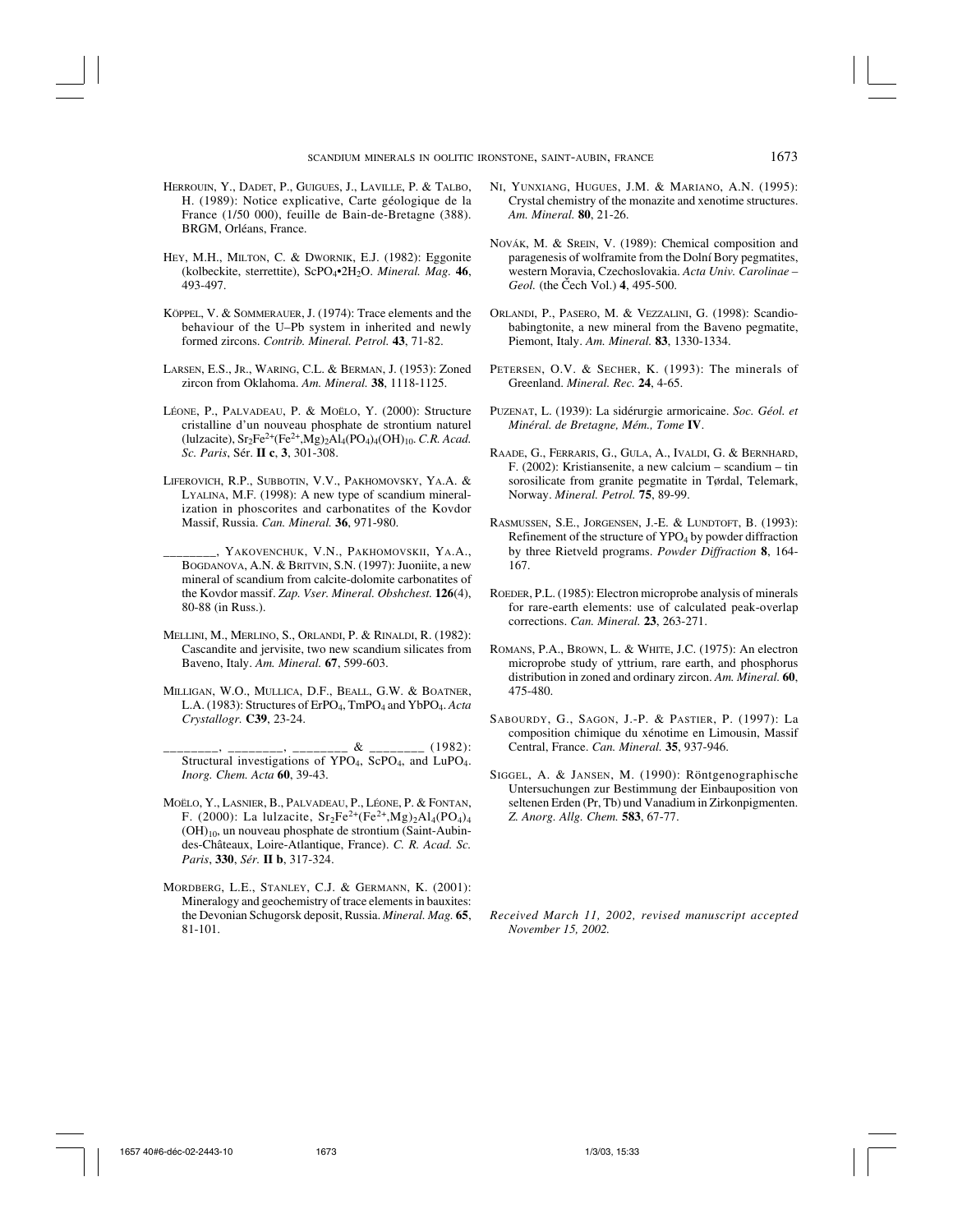HERROUIN, Y., DADET, P., GUIGUES, J., LAVILLE, P. & TALBO, H. (1989): Notice explicative, Carte géologique de la France (1/50 000), feuille de Bain-de-Bretagne (388). BRGM, Orléans, France.

HEY, M.H., MILTON, C. & DWORNIK, E.J. (1982): Eggonite (kolbeckite, sterrettite), $ScPO_4$•$2H_2O$. *Mineral. Mag.* **46**, 493-497.

KÖPPEL, V. & SOMMERAUER, J. (1974): Trace elements and the behaviour of the U–Pb system in inherited and newly formed zircons. *Contrib. Mineral. Petrol.* **43**, 71-82.

LARSEN, E.S., JR., WARING, C.L. & BERMAN, J. (1953): Zoned zircon from Oklahoma. *Am. Mineral.* **38**, 1118-1125.

LÉONE, P., PALVADEAU, P. & MOËLO, Y. (2000): Structure cristalline d'un nouveau phosphate de strontium naturel (lulzacite), $Sr_2Fe^{2+}(Fe^{2+},Mg)_2Al_4(PO_4)_4(OH)_{10}$. *C.R. Acad. Sc. Paris*, Sér. **II c**, **3**, 301-308.

LIFEROVICH, R.P., SUBBOTIN, V.V., PAKHOMOVSKY, YA.A. & LYALINA, M.F. (1998): A new type of scandium mineralization in phoscorites and carbonatites of the Kovdor Massif, Russia. *Can. Mineral.* **36**, 971-980.

________, YAKOVENCHUK, V.N., PAKHOMOVSKII, YA.A., BOGDANOVA, A.N. & BRITVIN, S.N. (1997): Juonite, a new mineral of scandium from calcite-dolomite carbonatites of the Kovdor massif. *Zap. Vser. Mineral. Obshchest.* **126**(4), 80-88 (in Russ.).

MELLINI, M., MERLINO, S., ORLANDI, P. & RINALDI, R. (1982): Cascandite and jervisite, two new scandium silicates from Baveno, Italy. *Am. Mineral.* **67**, 599-603.

MILLIGAN, W.O., MULLICA, D.F., BEALL, G.W. & BOATNER, L.A. (1983): Structures of $ErPO_4$, $TmPO_4$ and $YbPO_4$. *Acta Crystallogr.* **C39**, 23-24.

________, ________, ________ & ________ (1982): Structural investigations of $YPO_4$, $ScPO_4$, and $LuPO_4$. *Inorg. Chem. Acta* **60**, 39-43.

MOËLO, Y., LASNIER, B., PALVADEAU, P., LÉONE, P. & FONTAN, F. (2000): La lulzacite, $Sr_2Fe^{2+}(Fe^{2+},Mg)_2Al_4(PO_4)_4(OH)_{10}$, un nouveau phosphate de strontium (Saint-Aubin-des-Châteaux, Loire-Atlantique, France). *C. R. Acad. Sc. Paris*, **330**, *Sér.* **II b**, 317-324.

MORDBERG, L.E., STANLEY, C.J. & GERMANN, K. (2001): Mineralogy and geochemistry of trace elements in bauxites: the Devonian Schugorsk deposit, Russia. *Mineral. Mag.* **65**, 81-101.

NI, YUNXIANG, HUGUES, J.M. & MARIANO, A.N. (1995): Crystal chemistry of the monazite and xenotime structures. *Am. Mineral.* **80**, 21-26.

NOVÁK, M. & SREIN, V. (1989): Chemical composition and paragenesis of wolframite from the Dolní Bory pegmatites, western Moravia, Czechoslovakia. *Acta Univ. Carolinae – Geol.* (the Čech Vol.) **4**, 495-500.

ORLANDI, P., PASERO, M. & VEZZALINI, G. (1998): Scandiobabingtonite, a new mineral from the Baveno pegmatite, Piemont, Italy. *Am. Mineral.* **83**, 1330-1334.

PETERSEN, O.V. & SECHER, K. (1993): The minerals of Greenland. *Mineral. Rec.* **24**, 4-65.

PUZENAT, L. (1939): La sidérurgie armoricaine. *Soc. Géol. et Minéral. de Bretagne, Mém., Tome* **IV**.

RAADE, G., FERRARIS, G., GULA, A., IVALDI, G. & BERNHARD, F. (2002): Kristiansenite, a new calcium – scandium – tin sorosilicate from granite pegmatite in Tørdal, Telemark, Norway. *Mineral. Petrol.* **75**, 89-99.

RASMUSSEN, S.E., JORGENSEN, J.-E. & LUNDTOFT, B. (1993): Refinement of the structure of $YPO_4$ by powder diffraction by three Rietveld programs. *Powder Diffraction* **8**, 164-167.

ROEDER, P.L. (1985): Electron microprobe analysis of minerals for rare-earth elements: use of calculated peak-overlap corrections. *Can. Mineral.* **23**, 263-271.

ROMANS, P.A., BROWN, L. & WHITE, J.C. (1975): An electron microprobe study of yttrium, rare earth, and phosphorus distribution in zoned and ordinary zircon. *Am. Mineral.* **60**, 475-480.

SABOURDY, G., SAGON, J.-P. & PASTIER, P. (1997): La composition chimique du xénotime en Limousin, Massif Central, France. *Can. Mineral.* **35**, 937-946.

SIGGEL, A. & JANSEN, M. (1990): Röntgenographische Untersuchungen zur Bestimmung der Einbauposition von seltenen Erden (Pr, Tb) und Vanadium in Zirkonpigmenten. *Z. Anorg. Allg. Chem.* **583**, 67-77.

*Received March 11, 2002, revised manuscript accepted November 15, 2002.*